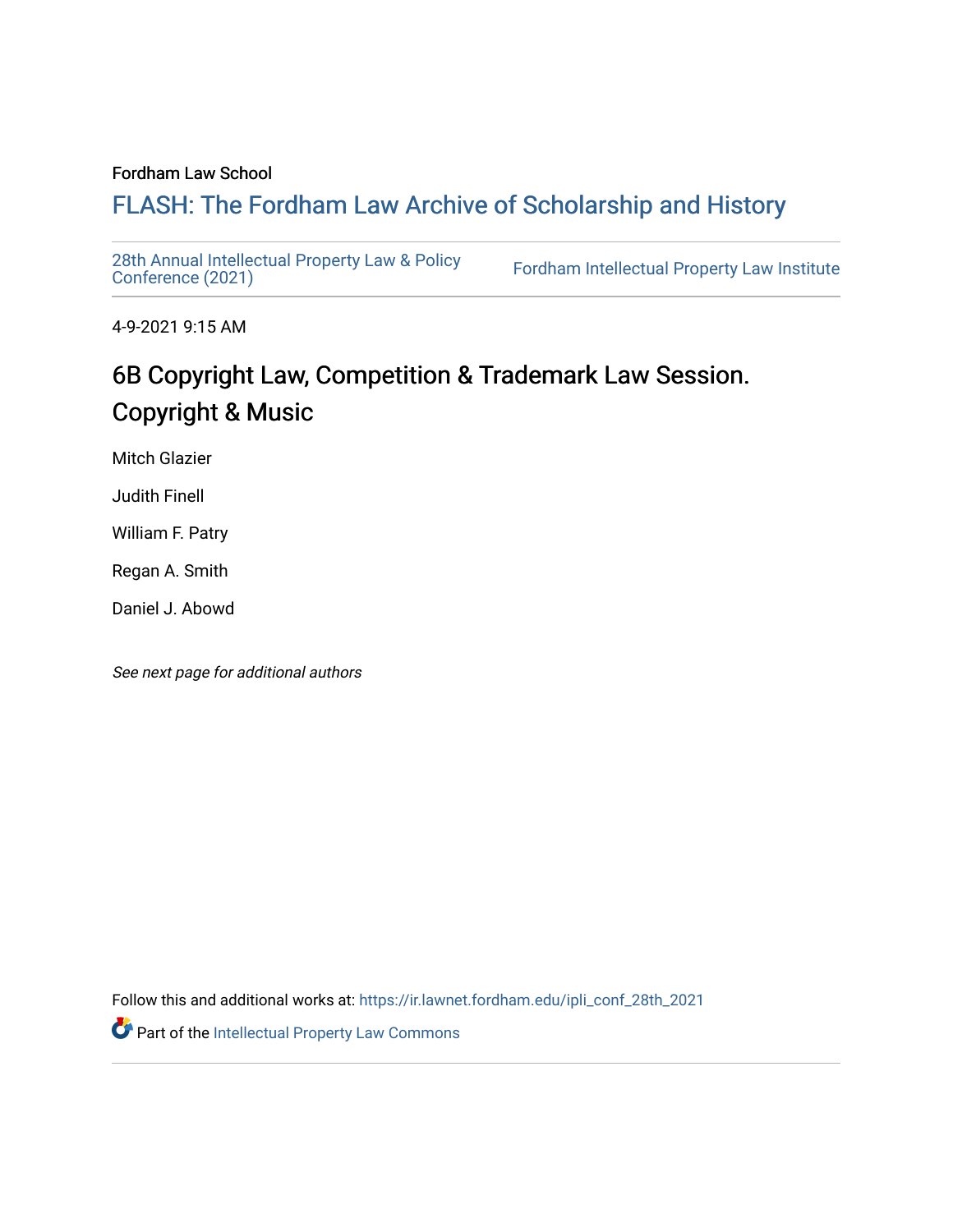Fordham Law School

# FLASH: The Fordham Law Archive of Scholarship and History

28th Annual Intellectual Property Law & Policy Conference (2021)

Fordham Intellectual Property Law Institute

4-9-2021 9:15 AM

## 6B Copyright Law, Competition & Trademark Law Session. Copyright & Music

Mitch Glazier

Judith Finell

William F. Patry

Regan A. Smith

Daniel J. Abowd

*See next page for additional authors*

Follow this and additional works at: https://ir.lawnet.fordham.edu/ipli_conf_28th_2021

Part of the Intellectual Property Law Commons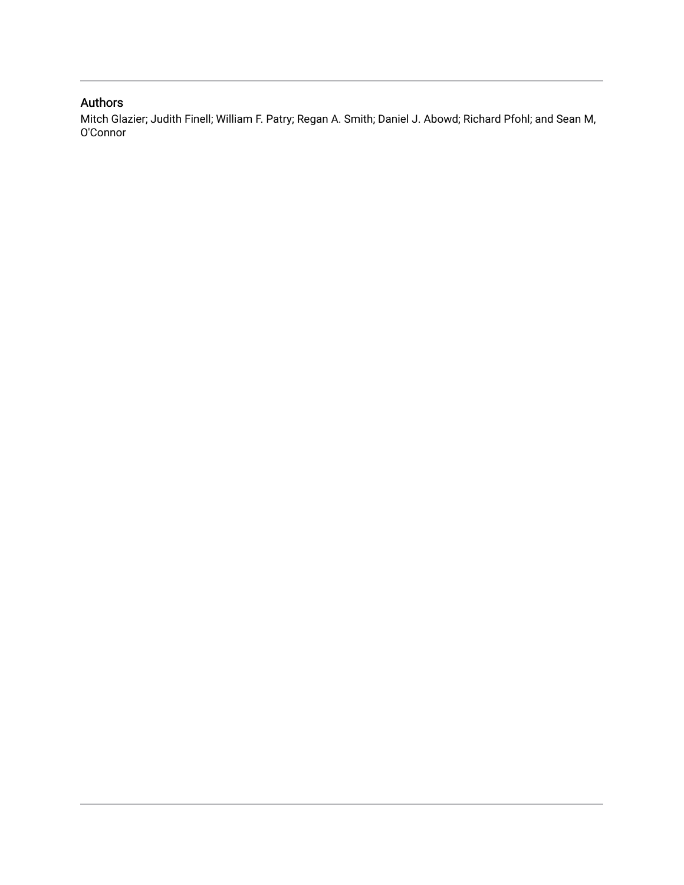## Authors

Mitch Glazier; Judith Finell; William F. Patry; Regan A. Smith; Daniel J. Abowd; Richard Pfohl; and Sean M, O'Connor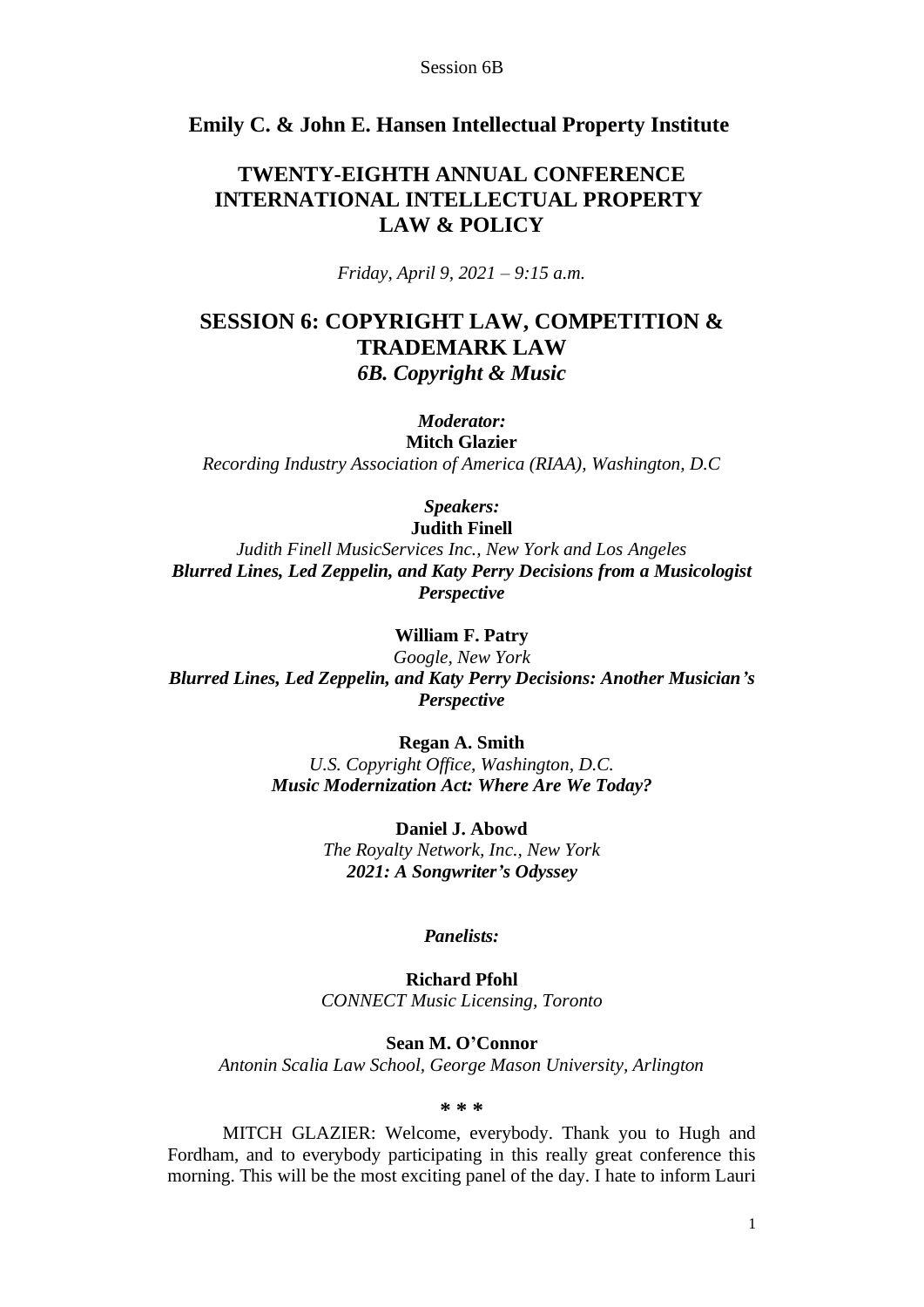**Emily C. & John E. Hansen Intellectual Property Institute**

# TWENTY-EIGHTH ANNUAL CONFERENCE INTERNATIONAL INTELLECTUAL PROPERTY LAW & POLICY

*Friday, April 9, 2021 – 9:15 a.m.*

## SESSION 6: COPYRIGHT LAW, COMPETITION & TRADEMARK LAW

### *6B. Copyright & Music*

***Moderator:***
**Mitch Glazier**
*Recording Industry Association of America (RIAA), Washington, D.C*

***Speakers:***
**Judith Finell**
*Judith Finell MusicServices Inc., New York and Los Angeles*
***Blurred Lines, Led Zeppelin, and Katy Perry Decisions from a Musicologist Perspective***

**William F. Patry**
*Google, New York*
***Blurred Lines, Led Zeppelin, and Katy Perry Decisions: Another Musician's Perspective***

**Regan A. Smith**
*U.S. Copyright Office, Washington, D.C.*
***Music Modernization Act: Where Are We Today?***

**Daniel J. Abowd**
*The Royalty Network, Inc., New York*
***2021: A Songwriter's Odyssey***

***Panelists:***

**Richard Pfohl**
*CONNECT Music Licensing, Toronto*

**Sean M. O'Connor**
*Antonin Scalia Law School, George Mason University, Arlington*

\* \* \*

MITCH GLAZIER: Welcome, everybody. Thank you to Hugh and Fordham, and to everybody participating in this really great conference this morning. This will be the most exciting panel of the day. I hate to inform Lauri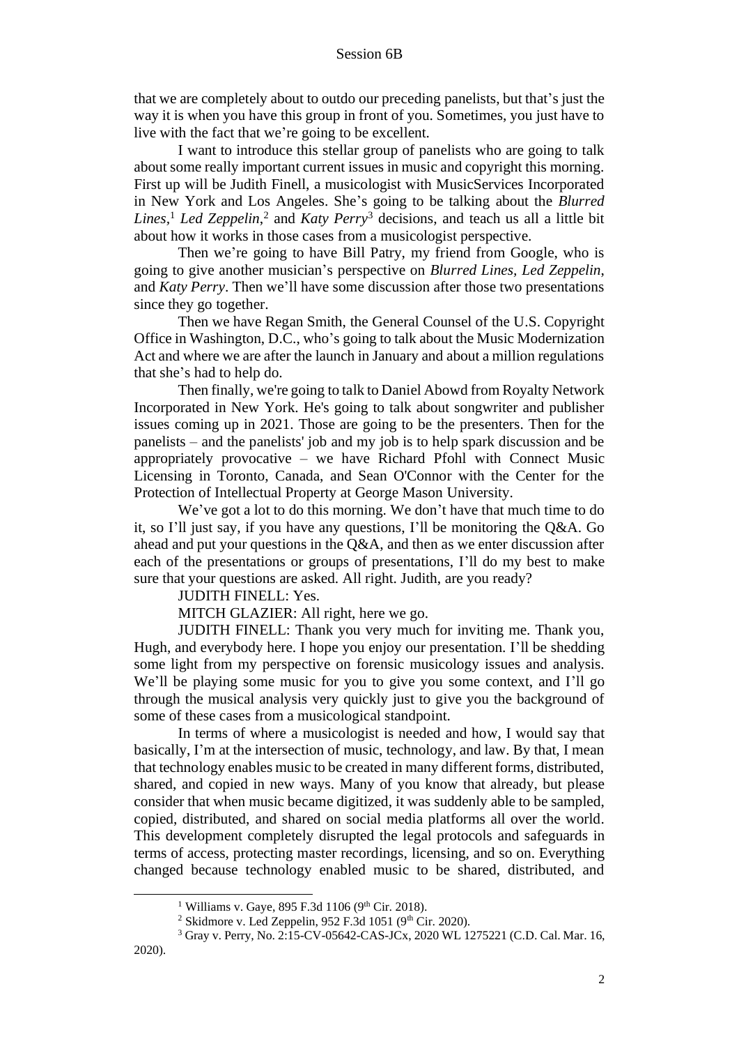that we are completely about to outdo our preceding panelists, but that's just the way it is when you have this group in front of you. Sometimes, you just have to live with the fact that we're going to be excellent.

I want to introduce this stellar group of panelists who are going to talk about some really important current issues in music and copyright this morning. First up will be Judith Finell, a musicologist with MusicServices Incorporated in New York and Los Angeles. She's going to be talking about the *Blurred Lines*,[1] *Led Zeppelin*,[2] and *Katy Perry*[3] decisions, and teach us all a little bit about how it works in those cases from a musicologist perspective.

Then we're going to have Bill Patry, my friend from Google, who is going to give another musician's perspective on *Blurred Lines*, *Led Zeppelin*, and *Katy Perry*. Then we'll have some discussion after those two presentations since they go together.

Then we have Regan Smith, the General Counsel of the U.S. Copyright Office in Washington, D.C., who's going to talk about the Music Modernization Act and where we are after the launch in January and about a million regulations that she's had to help do.

Then finally, we're going to talk to Daniel Abowd from Royalty Network Incorporated in New York. He's going to talk about songwriter and publisher issues coming up in 2021. Those are going to be the presenters. Then for the panelists – and the panelists' job and my job is to help spark discussion and be appropriately provocative – we have Richard Pfohl with Connect Music Licensing in Toronto, Canada, and Sean O'Connor with the Center for the Protection of Intellectual Property at George Mason University.

We've got a lot to do this morning. We don't have that much time to do it, so I'll just say, if you have any questions, I'll be monitoring the Q&A. Go ahead and put your questions in the Q&A, and then as we enter discussion after each of the presentations or groups of presentations, I'll do my best to make sure that your questions are asked. All right. Judith, are you ready?

JUDITH FINELL: Yes.

MITCH GLAZIER: All right, here we go.

JUDITH FINELL: Thank you very much for inviting me. Thank you, Hugh, and everybody here. I hope you enjoy our presentation. I'll be shedding some light from my perspective on forensic musicology issues and analysis. We'll be playing some music for you to give you some context, and I'll go through the musical analysis very quickly just to give you the background of some of these cases from a musicological standpoint.

In terms of where a musicologist is needed and how, I would say that basically, I'm at the intersection of music, technology, and law. By that, I mean that technology enables music to be created in many different forms, distributed, shared, and copied in new ways. Many of you know that already, but please consider that when music became digitized, it was suddenly able to be sampled, copied, distributed, and shared on social media platforms all over the world. This development completely disrupted the legal protocols and safeguards in terms of access, protecting master recordings, licensing, and so on. Everything changed because technology enabled music to be shared, distributed, and

---

[1] Williams v. Gaye, 895 F.3d 1106 (9th Cir. 2018).

[2] Skidmore v. Led Zeppelin, 952 F.3d 1051 (9th Cir. 2020).

[3] Gray v. Perry, No. 2:15-CV-05642-CAS-JCx, 2020 WL 1275221 (C.D. Cal. Mar. 16, 2020).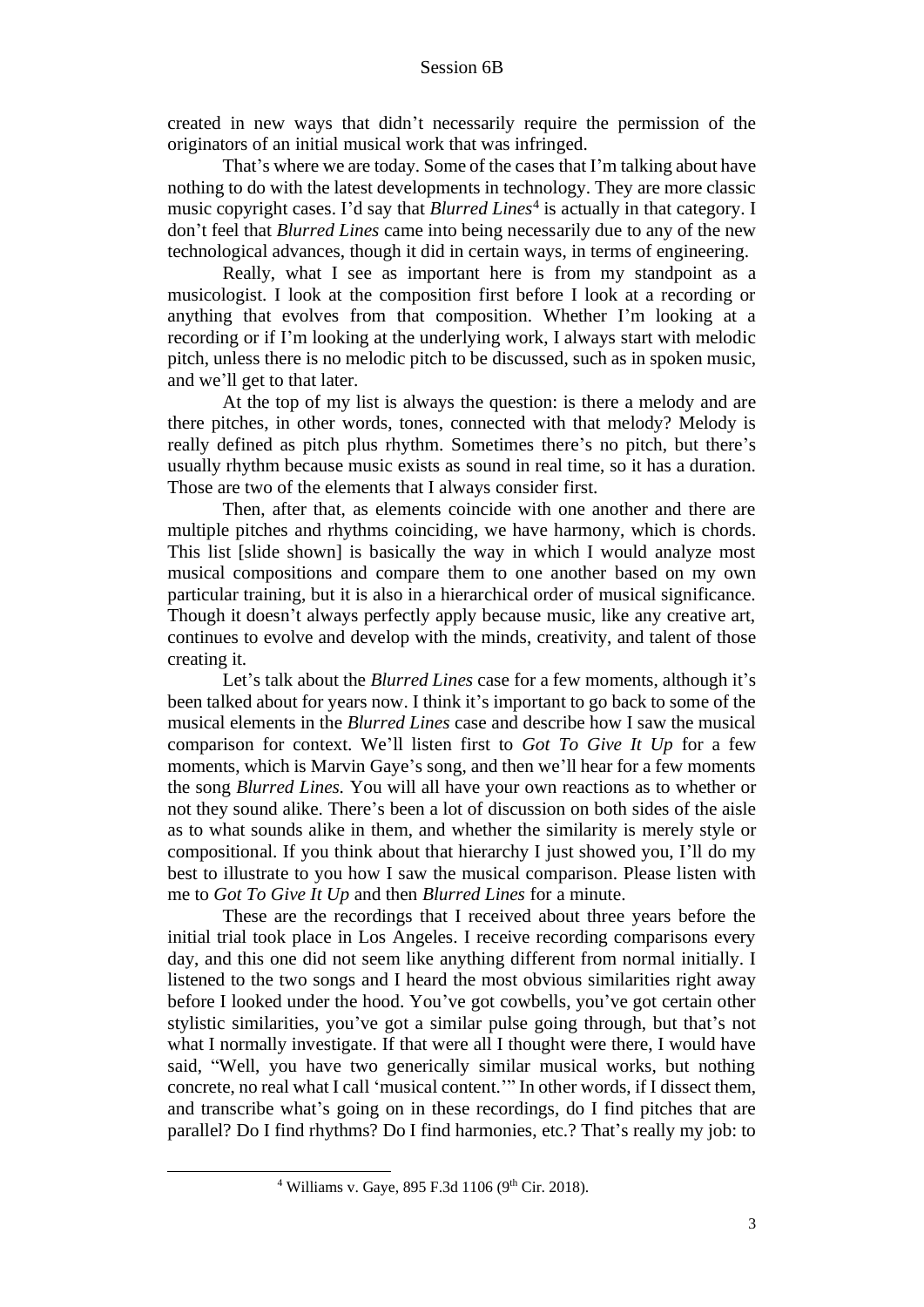created in new ways that didn't necessarily require the permission of the originators of an initial musical work that was infringed.

That's where we are today. Some of the cases that I'm talking about have nothing to do with the latest developments in technology. They are more classic music copyright cases. I'd say that *Blurred Lines*[4] is actually in that category. I don't feel that *Blurred Lines* came into being necessarily due to any of the new technological advances, though it did in certain ways, in terms of engineering.

Really, what I see as important here is from my standpoint as a musicologist. I look at the composition first before I look at a recording or anything that evolves from that composition. Whether I'm looking at a recording or if I'm looking at the underlying work, I always start with melodic pitch, unless there is no melodic pitch to be discussed, such as in spoken music, and we'll get to that later.

At the top of my list is always the question: is there a melody and are there pitches, in other words, tones, connected with that melody? Melody is really defined as pitch plus rhythm. Sometimes there's no pitch, but there's usually rhythm because music exists as sound in real time, so it has a duration. Those are two of the elements that I always consider first.

Then, after that, as elements coincide with one another and there are multiple pitches and rhythms coinciding, we have harmony, which is chords. This list [slide shown] is basically the way in which I would analyze most musical compositions and compare them to one another based on my own particular training, but it is also in a hierarchical order of musical significance. Though it doesn't always perfectly apply because music, like any creative art, continues to evolve and develop with the minds, creativity, and talent of those creating it.

Let's talk about the *Blurred Lines* case for a few moments, although it's been talked about for years now. I think it's important to go back to some of the musical elements in the *Blurred Lines* case and describe how I saw the musical comparison for context. We'll listen first to *Got To Give It Up* for a few moments, which is Marvin Gaye's song, and then we'll hear for a few moments the song *Blurred Lines.* You will all have your own reactions as to whether or not they sound alike. There's been a lot of discussion on both sides of the aisle as to what sounds alike in them, and whether the similarity is merely style or compositional. If you think about that hierarchy I just showed you, I'll do my best to illustrate to you how I saw the musical comparison. Please listen with me to *Got To Give It Up* and then *Blurred Lines* for a minute.

These are the recordings that I received about three years before the initial trial took place in Los Angeles. I receive recording comparisons every day, and this one did not seem like anything different from normal initially. I listened to the two songs and I heard the most obvious similarities right away before I looked under the hood. You've got cowbells, you've got certain other stylistic similarities, you've got a similar pulse going through, but that's not what I normally investigate. If that were all I thought were there, I would have said, "Well, you have two generically similar musical works, but nothing concrete, no real what I call 'musical content.'" In other words, if I dissect them, and transcribe what's going on in these recordings, do I find pitches that are parallel? Do I find rhythms? Do I find harmonies, etc.? That's really my job: to

---

[4] Williams v. Gaye, 895 F.3d 1106 (9th Cir. 2018).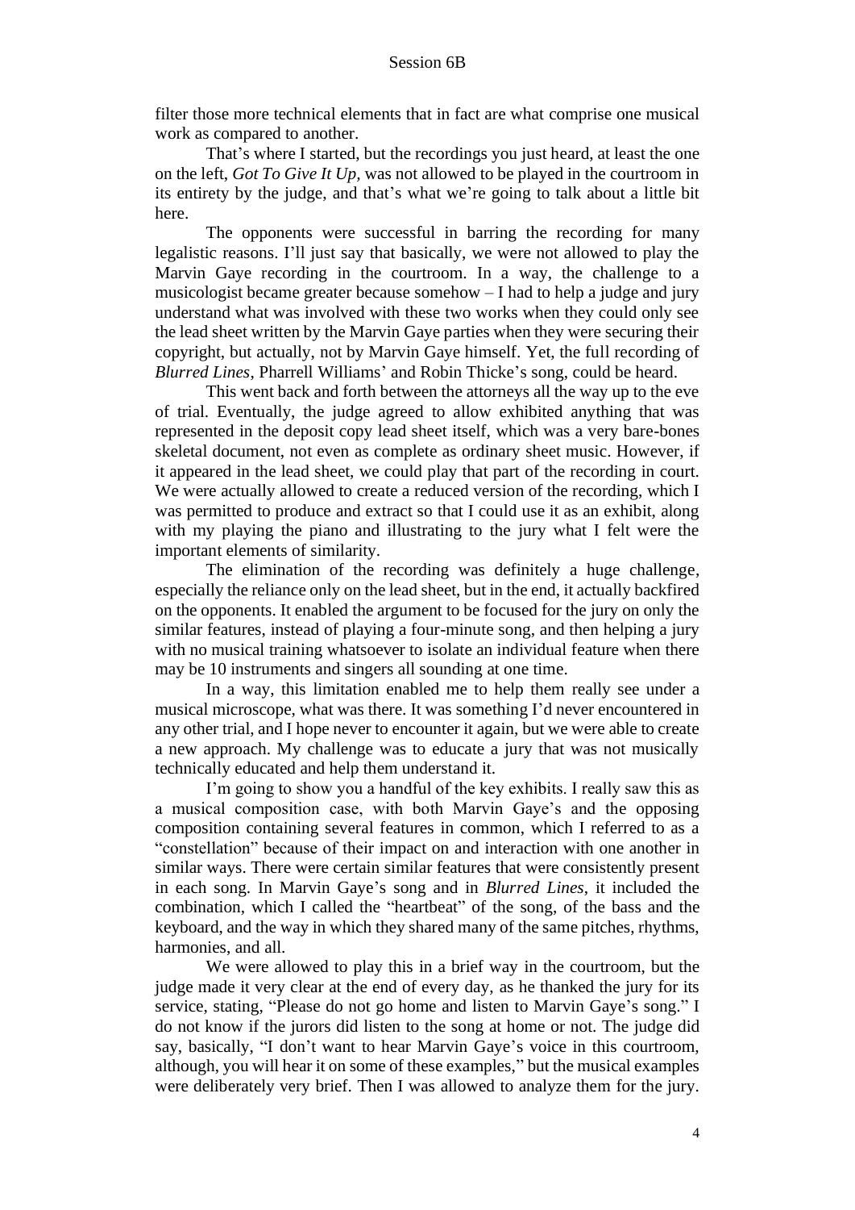filter those more technical elements that in fact are what comprise one musical work as compared to another.

That's where I started, but the recordings you just heard, at least the one on the left, *Got To Give It Up,* was not allowed to be played in the courtroom in its entirety by the judge, and that's what we're going to talk about a little bit here.

The opponents were successful in barring the recording for many legalistic reasons. I'll just say that basically, we were not allowed to play the Marvin Gaye recording in the courtroom. In a way, the challenge to a musicologist became greater because somehow – I had to help a judge and jury understand what was involved with these two works when they could only see the lead sheet written by the Marvin Gaye parties when they were securing their copyright, but actually, not by Marvin Gaye himself. Yet, the full recording of *Blurred Lines*, Pharrell Williams' and Robin Thicke's song, could be heard.

This went back and forth between the attorneys all the way up to the eve of trial. Eventually, the judge agreed to allow exhibited anything that was represented in the deposit copy lead sheet itself, which was a very bare-bones skeletal document, not even as complete as ordinary sheet music. However, if it appeared in the lead sheet, we could play that part of the recording in court. We were actually allowed to create a reduced version of the recording, which I was permitted to produce and extract so that I could use it as an exhibit, along with my playing the piano and illustrating to the jury what I felt were the important elements of similarity.

The elimination of the recording was definitely a huge challenge, especially the reliance only on the lead sheet, but in the end, it actually backfired on the opponents. It enabled the argument to be focused for the jury on only the similar features, instead of playing a four-minute song, and then helping a jury with no musical training whatsoever to isolate an individual feature when there may be 10 instruments and singers all sounding at one time.

In a way, this limitation enabled me to help them really see under a musical microscope, what was there. It was something I'd never encountered in any other trial, and I hope never to encounter it again, but we were able to create a new approach. My challenge was to educate a jury that was not musically technically educated and help them understand it.

I'm going to show you a handful of the key exhibits. I really saw this as a musical composition case, with both Marvin Gaye's and the opposing composition containing several features in common, which I referred to as a "constellation" because of their impact on and interaction with one another in similar ways. There were certain similar features that were consistently present in each song. In Marvin Gaye's song and in *Blurred Lines*, it included the combination, which I called the "heartbeat" of the song, of the bass and the keyboard, and the way in which they shared many of the same pitches, rhythms, harmonies, and all.

We were allowed to play this in a brief way in the courtroom, but the judge made it very clear at the end of every day, as he thanked the jury for its service, stating, "Please do not go home and listen to Marvin Gaye's song." I do not know if the jurors did listen to the song at home or not. The judge did say, basically, "I don't want to hear Marvin Gaye's voice in this courtroom, although, you will hear it on some of these examples," but the musical examples were deliberately very brief. Then I was allowed to analyze them for the jury.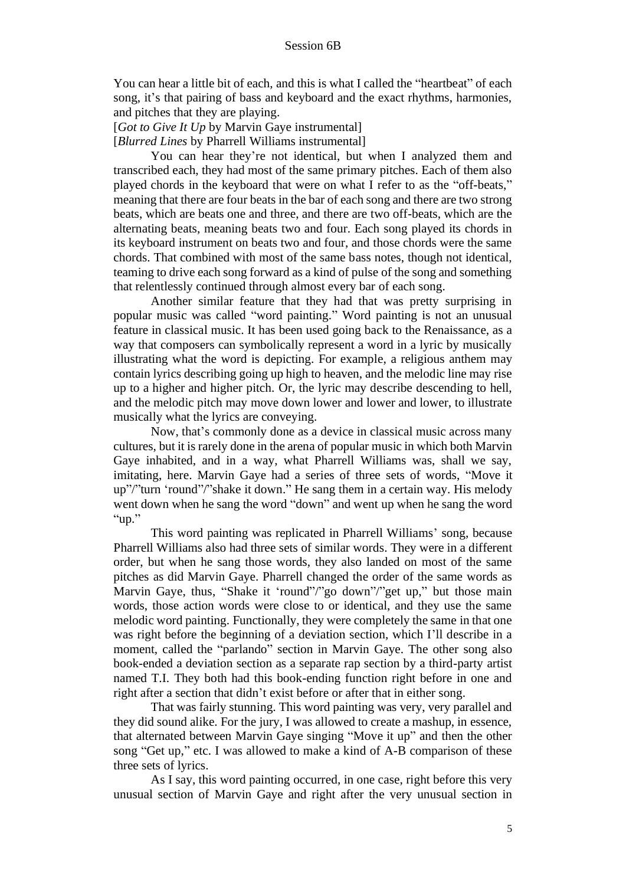You can hear a little bit of each, and this is what I called the "heartbeat" of each song, it's that pairing of bass and keyboard and the exact rhythms, harmonies, and pitches that they are playing.

[*Got to Give It Up* by Marvin Gaye instrumental]

[*Blurred Lines* by Pharrell Williams instrumental]

You can hear they're not identical, but when I analyzed them and transcribed each, they had most of the same primary pitches. Each of them also played chords in the keyboard that were on what I refer to as the "off-beats," meaning that there are four beats in the bar of each song and there are two strong beats, which are beats one and three, and there are two off-beats, which are the alternating beats, meaning beats two and four. Each song played its chords in its keyboard instrument on beats two and four, and those chords were the same chords. That combined with most of the same bass notes, though not identical, teaming to drive each song forward as a kind of pulse of the song and something that relentlessly continued through almost every bar of each song.

Another similar feature that they had that was pretty surprising in popular music was called "word painting." Word painting is not an unusual feature in classical music. It has been used going back to the Renaissance, as a way that composers can symbolically represent a word in a lyric by musically illustrating what the word is depicting. For example, a religious anthem may contain lyrics describing going up high to heaven, and the melodic line may rise up to a higher and higher pitch. Or, the lyric may describe descending to hell, and the melodic pitch may move down lower and lower and lower, to illustrate musically what the lyrics are conveying.

Now, that's commonly done as a device in classical music across many cultures, but it is rarely done in the arena of popular music in which both Marvin Gaye inhabited, and in a way, what Pharrell Williams was, shall we say, imitating, here. Marvin Gaye had a series of three sets of words, "Move it up"/"turn 'round"/"shake it down." He sang them in a certain way. His melody went down when he sang the word "down" and went up when he sang the word "up."

This word painting was replicated in Pharrell Williams' song, because Pharrell Williams also had three sets of similar words. They were in a different order, but when he sang those words, they also landed on most of the same pitches as did Marvin Gaye. Pharrell changed the order of the same words as Marvin Gaye, thus, "Shake it 'round"/"go down"/"get up," but those main words, those action words were close to or identical, and they use the same melodic word painting. Functionally, they were completely the same in that one was right before the beginning of a deviation section, which I'll describe in a moment, called the "parlando" section in Marvin Gaye. The other song also book-ended a deviation section as a separate rap section by a third-party artist named T.I. They both had this book-ending function right before in one and right after a section that didn't exist before or after that in either song.

That was fairly stunning. This word painting was very, very parallel and they did sound alike. For the jury, I was allowed to create a mashup, in essence, that alternated between Marvin Gaye singing "Move it up" and then the other song "Get up," etc. I was allowed to make a kind of A-B comparison of these three sets of lyrics.

As I say, this word painting occurred, in one case, right before this very unusual section of Marvin Gaye and right after the very unusual section in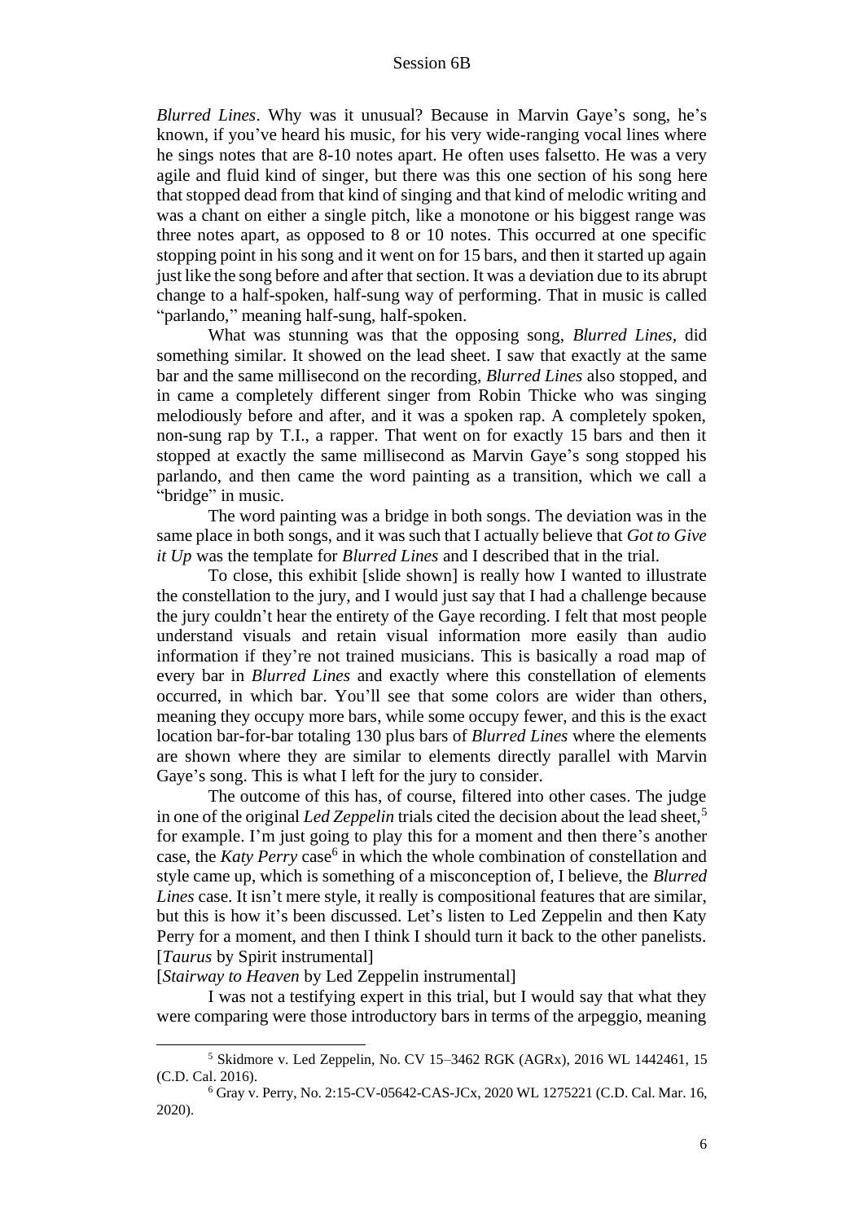*Blurred Lines*. Why was it unusual? Because in Marvin Gaye's song, he's known, if you've heard his music, for his very wide-ranging vocal lines where he sings notes that are 8-10 notes apart. He often uses falsetto. He was a very agile and fluid kind of singer, but there was this one section of his song here that stopped dead from that kind of singing and that kind of melodic writing and was a chant on either a single pitch, like a monotone or his biggest range was three notes apart, as opposed to 8 or 10 notes. This occurred at one specific stopping point in his song and it went on for 15 bars, and then it started up again just like the song before and after that section. It was a deviation due to its abrupt change to a half-spoken, half-sung way of performing. That in music is called "parlando," meaning half-sung, half-spoken.

What was stunning was that the opposing song, *Blurred Lines*, did something similar. It showed on the lead sheet. I saw that exactly at the same bar and the same millisecond on the recording, *Blurred Lines* also stopped, and in came a completely different singer from Robin Thicke who was singing melodiously before and after, and it was a spoken rap. A completely spoken, non-sung rap by T.I., a rapper. That went on for exactly 15 bars and then it stopped at exactly the same millisecond as Marvin Gaye's song stopped his parlando, and then came the word painting as a transition, which we call a "bridge" in music.

The word painting was a bridge in both songs. The deviation was in the same place in both songs, and it was such that I actually believe that *Got to Give it Up* was the template for *Blurred Lines* and I described that in the trial.

To close, this exhibit [slide shown] is really how I wanted to illustrate the constellation to the jury, and I would just say that I had a challenge because the jury couldn't hear the entirety of the Gaye recording. I felt that most people understand visuals and retain visual information more easily than audio information if they're not trained musicians. This is basically a road map of every bar in *Blurred Lines* and exactly where this constellation of elements occurred, in which bar. You'll see that some colors are wider than others, meaning they occupy more bars, while some occupy fewer, and this is the exact location bar-for-bar totaling 130 plus bars of *Blurred Lines* where the elements are shown where they are similar to elements directly parallel with Marvin Gaye's song. This is what I left for the jury to consider.

The outcome of this has, of course, filtered into other cases. The judge in one of the original *Led Zeppelin* trials cited the decision about the lead sheet,[5] for example. I'm just going to play this for a moment and then there's another case, the *Katy Perry* case[6] in which the whole combination of constellation and style came up, which is something of a misconception of, I believe, the *Blurred Lines* case. It isn't mere style, it really is compositional features that are similar, but this is how it's been discussed. Let's listen to Led Zeppelin and then Katy Perry for a moment, and then I think I should turn it back to the other panelists.
[*Taurus* by Spirit instrumental]
[*Stairway to Heaven* by Led Zeppelin instrumental]

I was not a testifying expert in this trial, but I would say that what they were comparing were those introductory bars in terms of the arpeggio, meaning

---

[5] Skidmore v. Led Zeppelin, No. CV 15–3462 RGK (AGRx), 2016 WL 1442461, 15 (C.D. Cal. 2016).

[6] Gray v. Perry, No. 2:15-CV-05642-CAS-JCx, 2020 WL 1275221 (C.D. Cal. Mar. 16, 2020).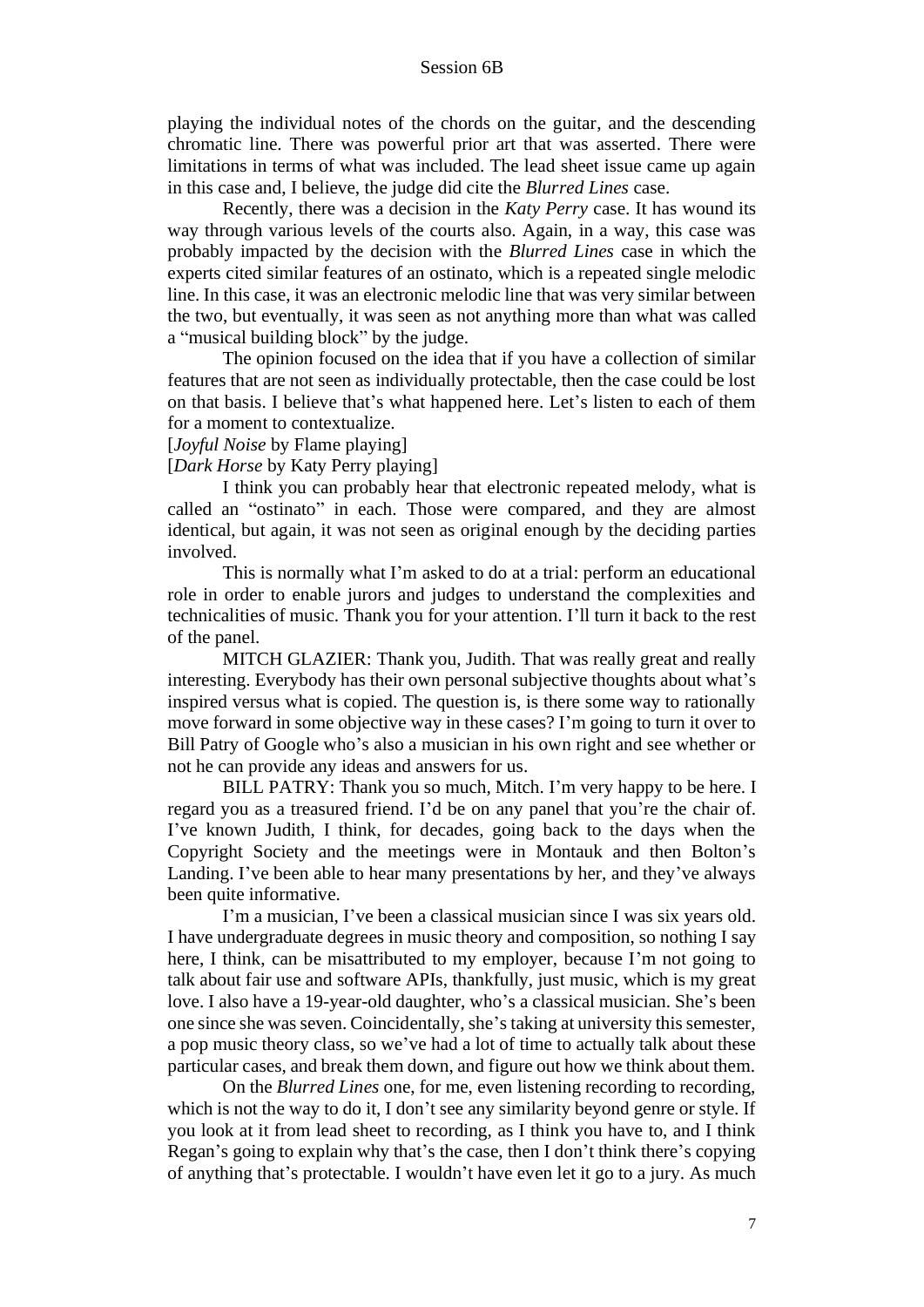playing the individual notes of the chords on the guitar, and the descending chromatic line. There was powerful prior art that was asserted. There were limitations in terms of what was included. The lead sheet issue came up again in this case and, I believe, the judge did cite the *Blurred Lines* case.

Recently, there was a decision in the *Katy Perry* case. It has wound its way through various levels of the courts also. Again, in a way, this case was probably impacted by the decision with the *Blurred Lines* case in which the experts cited similar features of an ostinato, which is a repeated single melodic line. In this case, it was an electronic melodic line that was very similar between the two, but eventually, it was seen as not anything more than what was called a "musical building block" by the judge.

The opinion focused on the idea that if you have a collection of similar features that are not seen as individually protectable, then the case could be lost on that basis. I believe that's what happened here. Let's listen to each of them for a moment to contextualize.

[*Joyful Noise* by Flame playing]

[*Dark Horse* by Katy Perry playing]

I think you can probably hear that electronic repeated melody, what is called an "ostinato" in each. Those were compared, and they are almost identical, but again, it was not seen as original enough by the deciding parties involved.

This is normally what I'm asked to do at a trial: perform an educational role in order to enable jurors and judges to understand the complexities and technicalities of music. Thank you for your attention. I'll turn it back to the rest of the panel.

MITCH GLAZIER: Thank you, Judith. That was really great and really interesting. Everybody has their own personal subjective thoughts about what's inspired versus what is copied. The question is, is there some way to rationally move forward in some objective way in these cases? I'm going to turn it over to Bill Patry of Google who's also a musician in his own right and see whether or not he can provide any ideas and answers for us.

BILL PATRY: Thank you so much, Mitch. I'm very happy to be here. I regard you as a treasured friend. I'd be on any panel that you're the chair of. I've known Judith, I think, for decades, going back to the days when the Copyright Society and the meetings were in Montauk and then Bolton's Landing. I've been able to hear many presentations by her, and they've always been quite informative.

I'm a musician, I've been a classical musician since I was six years old. I have undergraduate degrees in music theory and composition, so nothing I say here, I think, can be misattributed to my employer, because I'm not going to talk about fair use and software APIs, thankfully, just music, which is my great love. I also have a 19-year-old daughter, who's a classical musician. She's been one since she was seven. Coincidentally, she's taking at university this semester, a pop music theory class, so we've had a lot of time to actually talk about these particular cases, and break them down, and figure out how we think about them.

On the *Blurred Lines* one, for me, even listening recording to recording, which is not the way to do it, I don't see any similarity beyond genre or style. If you look at it from lead sheet to recording, as I think you have to, and I think Regan's going to explain why that's the case, then I don't think there's copying of anything that's protectable. I wouldn't have even let it go to a jury. As much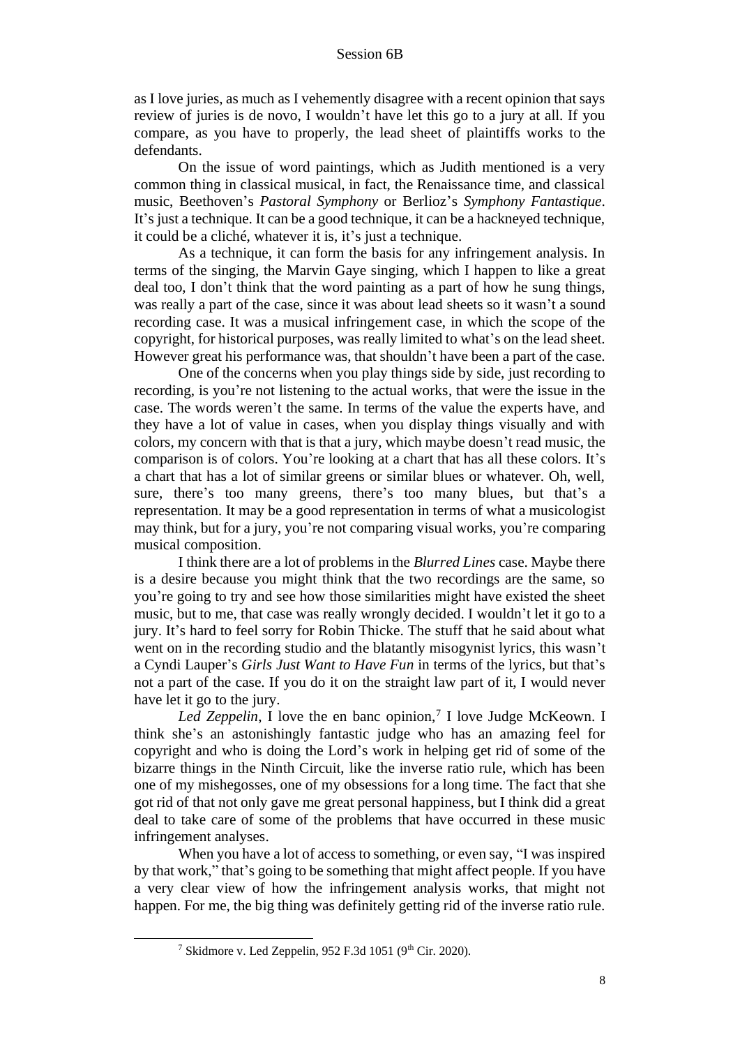as I love juries, as much as I vehemently disagree with a recent opinion that says review of juries is de novo, I wouldn't have let this go to a jury at all. If you compare, as you have to properly, the lead sheet of plaintiffs works to the defendants.

On the issue of word paintings, which as Judith mentioned is a very common thing in classical musical, in fact, the Renaissance time, and classical music, Beethoven's *Pastoral Symphony* or Berlioz's *Symphony Fantastique*. It's just a technique. It can be a good technique, it can be a hackneyed technique, it could be a cliché, whatever it is, it's just a technique.

As a technique, it can form the basis for any infringement analysis. In terms of the singing, the Marvin Gaye singing, which I happen to like a great deal too, I don't think that the word painting as a part of how he sung things, was really a part of the case, since it was about lead sheets so it wasn't a sound recording case. It was a musical infringement case, in which the scope of the copyright, for historical purposes, was really limited to what's on the lead sheet. However great his performance was, that shouldn't have been a part of the case.

One of the concerns when you play things side by side, just recording to recording, is you're not listening to the actual works, that were the issue in the case. The words weren't the same. In terms of the value the experts have, and they have a lot of value in cases, when you display things visually and with colors, my concern with that is that a jury, which maybe doesn't read music, the comparison is of colors. You're looking at a chart that has all these colors. It's a chart that has a lot of similar greens or similar blues or whatever. Oh, well, sure, there's too many greens, there's too many blues, but that's a representation. It may be a good representation in terms of what a musicologist may think, but for a jury, you're not comparing visual works, you're comparing musical composition.

I think there are a lot of problems in the *Blurred Lines* case. Maybe there is a desire because you might think that the two recordings are the same, so you're going to try and see how those similarities might have existed the sheet music, but to me, that case was really wrongly decided. I wouldn't let it go to a jury. It's hard to feel sorry for Robin Thicke. The stuff that he said about what went on in the recording studio and the blatantly misogynist lyrics, this wasn't a Cyndi Lauper's *Girls Just Want to Have Fun* in terms of the lyrics, but that's not a part of the case. If you do it on the straight law part of it, I would never have let it go to the jury.

*Led Zeppelin*, I love the en banc opinion,[7] I love Judge McKeown. I think she's an astonishingly fantastic judge who has an amazing feel for copyright and who is doing the Lord's work in helping get rid of some of the bizarre things in the Ninth Circuit, like the inverse ratio rule, which has been one of my mishegosses, one of my obsessions for a long time. The fact that she got rid of that not only gave me great personal happiness, but I think did a great deal to take care of some of the problems that have occurred in these music infringement analyses.

When you have a lot of access to something, or even say, "I was inspired by that work," that's going to be something that might affect people. If you have a very clear view of how the infringement analysis works, that might not happen. For me, the big thing was definitely getting rid of the inverse ratio rule.

---

[7] Skidmore v. Led Zeppelin, 952 F.3d 1051 (9th Cir. 2020).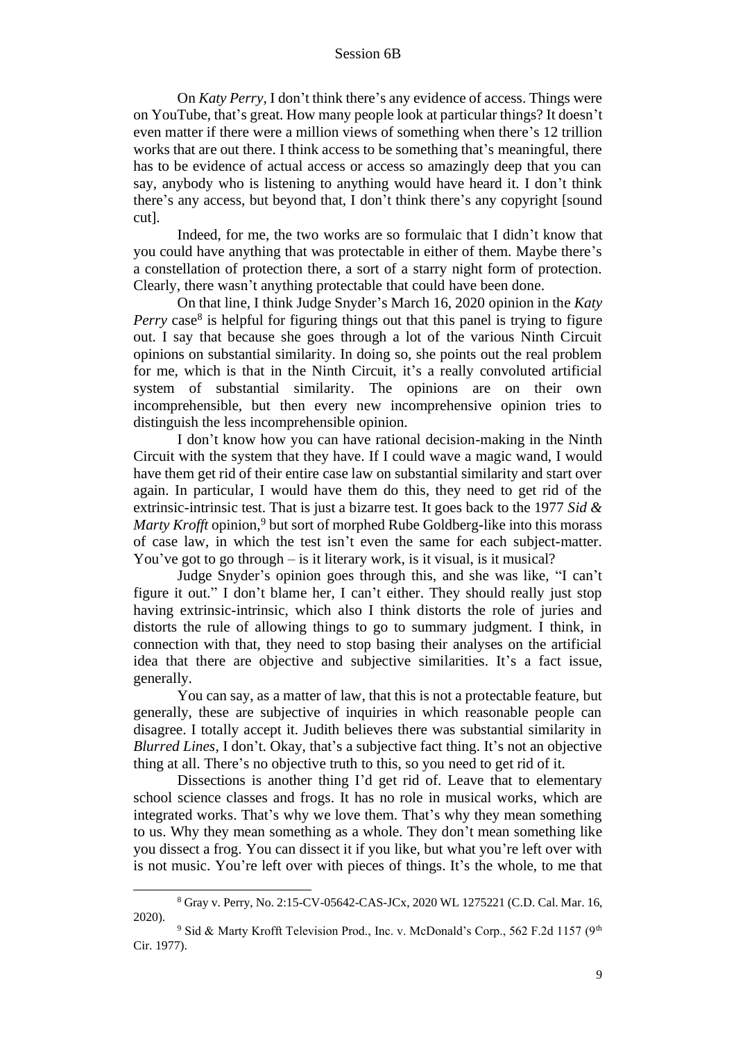On *Katy Perry*, I don't think there's any evidence of access. Things were on YouTube, that's great. How many people look at particular things? It doesn't even matter if there were a million views of something when there's 12 trillion works that are out there. I think access to be something that's meaningful, there has to be evidence of actual access or access so amazingly deep that you can say, anybody who is listening to anything would have heard it. I don't think there's any access, but beyond that, I don't think there's any copyright [sound cut].

Indeed, for me, the two works are so formulaic that I didn't know that you could have anything that was protectable in either of them. Maybe there's a constellation of protection there, a sort of a starry night form of protection. Clearly, there wasn't anything protectable that could have been done.

On that line, I think Judge Snyder's March 16, 2020 opinion in the *Katy Perry* case[8] is helpful for figuring things out that this panel is trying to figure out. I say that because she goes through a lot of the various Ninth Circuit opinions on substantial similarity. In doing so, she points out the real problem for me, which is that in the Ninth Circuit, it's a really convoluted artificial system of substantial similarity. The opinions are on their own incomprehensible, but then every new incomprehensive opinion tries to distinguish the less incomprehensible opinion.

I don't know how you can have rational decision-making in the Ninth Circuit with the system that they have. If I could wave a magic wand, I would have them get rid of their entire case law on substantial similarity and start over again. In particular, I would have them do this, they need to get rid of the extrinsic-intrinsic test. That is just a bizarre test. It goes back to the 1977 *Sid & Marty Krofft* opinion,[9] but sort of morphed Rube Goldberg-like into this morass of case law, in which the test isn't even the same for each subject-matter. You've got to go through – is it literary work, is it visual, is it musical?

Judge Snyder's opinion goes through this, and she was like, "I can't figure it out." I don't blame her, I can't either. They should really just stop having extrinsic-intrinsic, which also I think distorts the role of juries and distorts the rule of allowing things to go to summary judgment. I think, in connection with that, they need to stop basing their analyses on the artificial idea that there are objective and subjective similarities. It's a fact issue, generally.

You can say, as a matter of law, that this is not a protectable feature, but generally, these are subjective of inquiries in which reasonable people can disagree. I totally accept it. Judith believes there was substantial similarity in *Blurred Lines*, I don't. Okay, that's a subjective fact thing. It's not an objective thing at all. There's no objective truth to this, so you need to get rid of it.

Dissections is another thing I'd get rid of. Leave that to elementary school science classes and frogs. It has no role in musical works, which are integrated works. That's why we love them. That's why they mean something to us. Why they mean something as a whole. They don't mean something like you dissect a frog. You can dissect it if you like, but what you're left over with is not music. You're left over with pieces of things. It's the whole, to me that

---

[8] Gray v. Perry, No. 2:15-CV-05642-CAS-JCx, 2020 WL 1275221 (C.D. Cal. Mar. 16, 2020).

[9] Sid & Marty Krofft Television Prod., Inc. v. McDonald's Corp., 562 F.2d 1157 (9th Cir. 1977).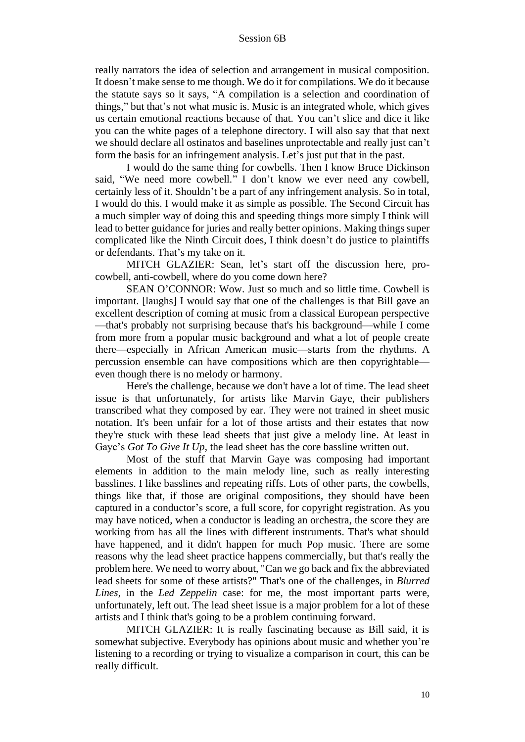really narrators the idea of selection and arrangement in musical composition. It doesn't make sense to me though. We do it for compilations. We do it because the statute says so it says, "A compilation is a selection and coordination of things," but that's not what music is. Music is an integrated whole, which gives us certain emotional reactions because of that. You can't slice and dice it like you can the white pages of a telephone directory. I will also say that that next we should declare all ostinatos and baselines unprotectable and really just can't form the basis for an infringement analysis. Let's just put that in the past.

I would do the same thing for cowbells. Then I know Bruce Dickinson said, "We need more cowbell." I don't know we ever need any cowbell, certainly less of it. Shouldn't be a part of any infringement analysis. So in total, I would do this. I would make it as simple as possible. The Second Circuit has a much simpler way of doing this and speeding things more simply I think will lead to better guidance for juries and really better opinions. Making things super complicated like the Ninth Circuit does, I think doesn't do justice to plaintiffs or defendants. That's my take on it.

MITCH GLAZIER: Sean, let's start off the discussion here, pro-cowbell, anti-cowbell, where do you come down here?

SEAN O'CONNOR: Wow. Just so much and so little time. Cowbell is important. [laughs] I would say that one of the challenges is that Bill gave an excellent description of coming at music from a classical European perspective —that's probably not surprising because that's his background—while I come from more from a popular music background and what a lot of people create there—especially in African American music—starts from the rhythms. A percussion ensemble can have compositions which are then copyrightable—even though there is no melody or harmony.

Here's the challenge, because we don't have a lot of time. The lead sheet issue is that unfortunately, for artists like Marvin Gaye, their publishers transcribed what they composed by ear. They were not trained in sheet music notation. It's been unfair for a lot of those artists and their estates that now they're stuck with these lead sheets that just give a melody line. At least in Gaye's *Got To Give It Up*, the lead sheet has the core bassline written out.

Most of the stuff that Marvin Gaye was composing had important elements in addition to the main melody line, such as really interesting basslines. I like basslines and repeating riffs. Lots of other parts, the cowbells, things like that, if those are original compositions, they should have been captured in a conductor's score, a full score, for copyright registration. As you may have noticed, when a conductor is leading an orchestra, the score they are working from has all the lines with different instruments. That's what should have happened, and it didn't happen for much Pop music. There are some reasons why the lead sheet practice happens commercially, but that's really the problem here. We need to worry about, "Can we go back and fix the abbreviated lead sheets for some of these artists?" That's one of the challenges, in *Blurred Lines*, in the *Led Zeppelin* case: for me, the most important parts were, unfortunately, left out. The lead sheet issue is a major problem for a lot of these artists and I think that's going to be a problem continuing forward.

MITCH GLAZIER: It is really fascinating because as Bill said, it is somewhat subjective. Everybody has opinions about music and whether you're listening to a recording or trying to visualize a comparison in court, this can be really difficult.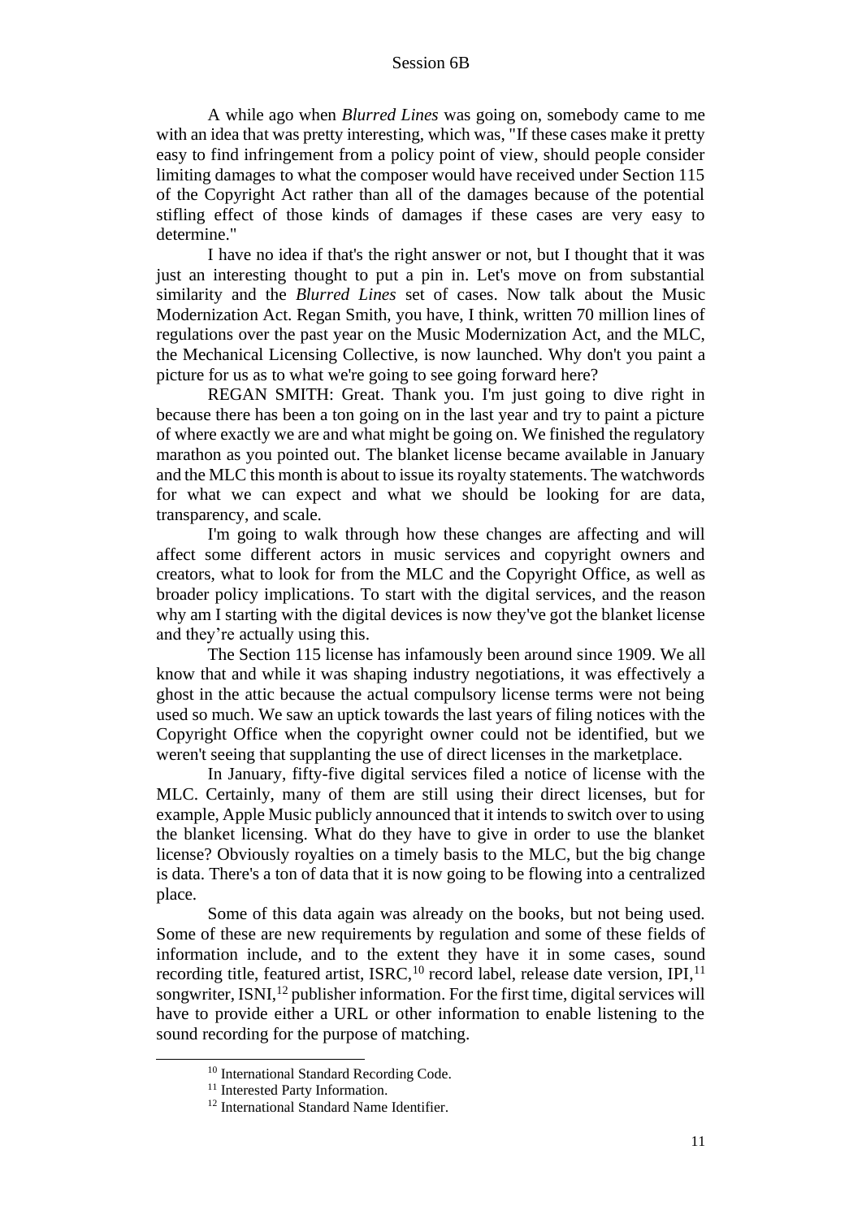A while ago when *Blurred Lines* was going on, somebody came to me with an idea that was pretty interesting, which was, "If these cases make it pretty easy to find infringement from a policy point of view, should people consider limiting damages to what the composer would have received under Section 115 of the Copyright Act rather than all of the damages because of the potential stifling effect of those kinds of damages if these cases are very easy to determine."

I have no idea if that's the right answer or not, but I thought that it was just an interesting thought to put a pin in. Let's move on from substantial similarity and the *Blurred Lines* set of cases. Now talk about the Music Modernization Act. Regan Smith, you have, I think, written 70 million lines of regulations over the past year on the Music Modernization Act, and the MLC, the Mechanical Licensing Collective, is now launched. Why don't you paint a picture for us as to what we're going to see going forward here?

REGAN SMITH: Great. Thank you. I'm just going to dive right in because there has been a ton going on in the last year and try to paint a picture of where exactly we are and what might be going on. We finished the regulatory marathon as you pointed out. The blanket license became available in January and the MLC this month is about to issue its royalty statements. The watchwords for what we can expect and what we should be looking for are data, transparency, and scale.

I'm going to walk through how these changes are affecting and will affect some different actors in music services and copyright owners and creators, what to look for from the MLC and the Copyright Office, as well as broader policy implications. To start with the digital services, and the reason why am I starting with the digital devices is now they've got the blanket license and they're actually using this.

The Section 115 license has infamously been around since 1909. We all know that and while it was shaping industry negotiations, it was effectively a ghost in the attic because the actual compulsory license terms were not being used so much. We saw an uptick towards the last years of filing notices with the Copyright Office when the copyright owner could not be identified, but we weren't seeing that supplanting the use of direct licenses in the marketplace.

In January, fifty-five digital services filed a notice of license with the MLC. Certainly, many of them are still using their direct licenses, but for example, Apple Music publicly announced that it intends to switch over to using the blanket licensing. What do they have to give in order to use the blanket license? Obviously royalties on a timely basis to the MLC, but the big change is data. There's a ton of data that it is now going to be flowing into a centralized place.

Some of this data again was already on the books, but not being used. Some of these are new requirements by regulation and some of these fields of information include, and to the extent they have it in some cases, sound recording title, featured artist, ISRC,[10] record label, release date version, IPI,[11] songwriter, ISNI,[12] publisher information. For the first time, digital services will have to provide either a URL or other information to enable listening to the sound recording for the purpose of matching.

[10] International Standard Recording Code.

[11] Interested Party Information.

[12] International Standard Name Identifier.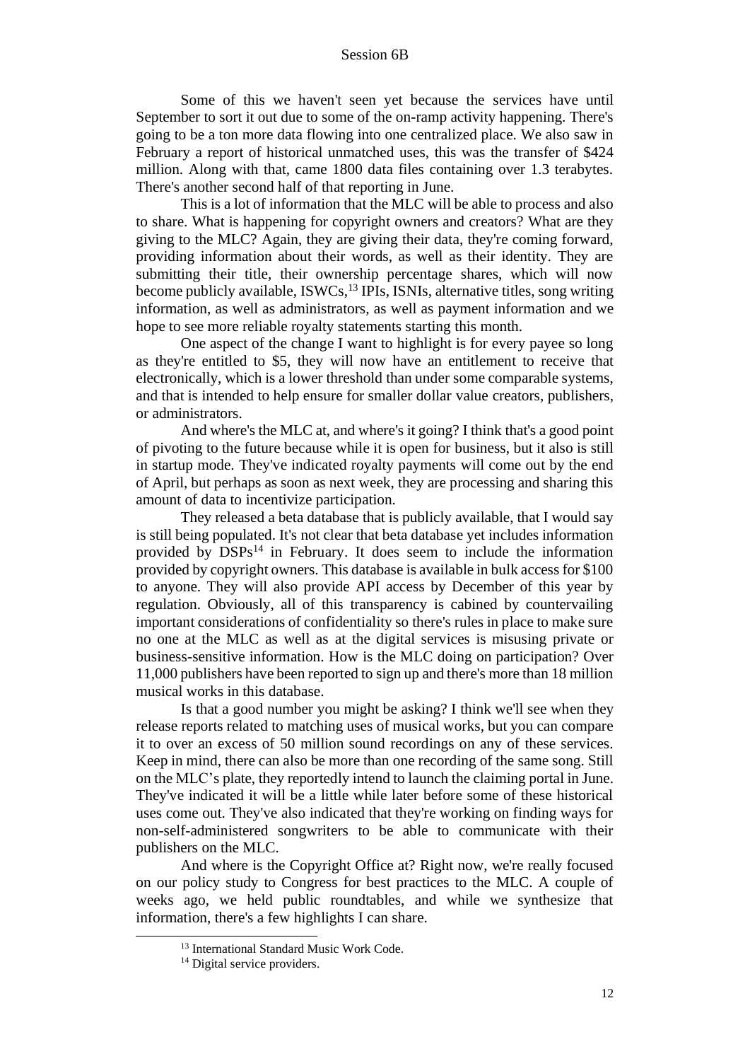Some of this we haven't seen yet because the services have until September to sort it out due to some of the on-ramp activity happening. There's going to be a ton more data flowing into one centralized place. We also saw in February a report of historical unmatched uses, this was the transfer of $424 million. Along with that, came 1800 data files containing over 1.3 terabytes. There's another second half of that reporting in June.

This is a lot of information that the MLC will be able to process and also to share. What is happening for copyright owners and creators? What are they giving to the MLC? Again, they are giving their data, they're coming forward, providing information about their words, as well as their identity. They are submitting their title, their ownership percentage shares, which will now become publicly available, ISWCs,[13] IPIs, ISNIs, alternative titles, song writing information, as well as administrators, as well as payment information and we hope to see more reliable royalty statements starting this month.

One aspect of the change I want to highlight is for every payee so long as they're entitled to $5, they will now have an entitlement to receive that electronically, which is a lower threshold than under some comparable systems, and that is intended to help ensure for smaller dollar value creators, publishers, or administrators.

And where's the MLC at, and where's it going? I think that's a good point of pivoting to the future because while it is open for business, but it also is still in startup mode. They've indicated royalty payments will come out by the end of April, but perhaps as soon as next week, they are processing and sharing this amount of data to incentivize participation.

They released a beta database that is publicly available, that I would say is still being populated. It's not clear that beta database yet includes information provided by DSPs[14] in February. It does seem to include the information provided by copyright owners. This database is available in bulk access for $100 to anyone. They will also provide API access by December of this year by regulation. Obviously, all of this transparency is cabined by countervailing important considerations of confidentiality so there's rules in place to make sure no one at the MLC as well as at the digital services is misusing private or business-sensitive information. How is the MLC doing on participation? Over 11,000 publishers have been reported to sign up and there's more than 18 million musical works in this database.

Is that a good number you might be asking? I think we'll see when they release reports related to matching uses of musical works, but you can compare it to over an excess of 50 million sound recordings on any of these services. Keep in mind, there can also be more than one recording of the same song. Still on the MLC's plate, they reportedly intend to launch the claiming portal in June. They've indicated it will be a little while later before some of these historical uses come out. They've also indicated that they're working on finding ways for non-self-administered songwriters to be able to communicate with their publishers on the MLC.

And where is the Copyright Office at? Right now, we're really focused on our policy study to Congress for best practices to the MLC. A couple of weeks ago, we held public roundtables, and while we synthesize that information, there's a few highlights I can share.

[13] International Standard Music Work Code.

[14] Digital service providers.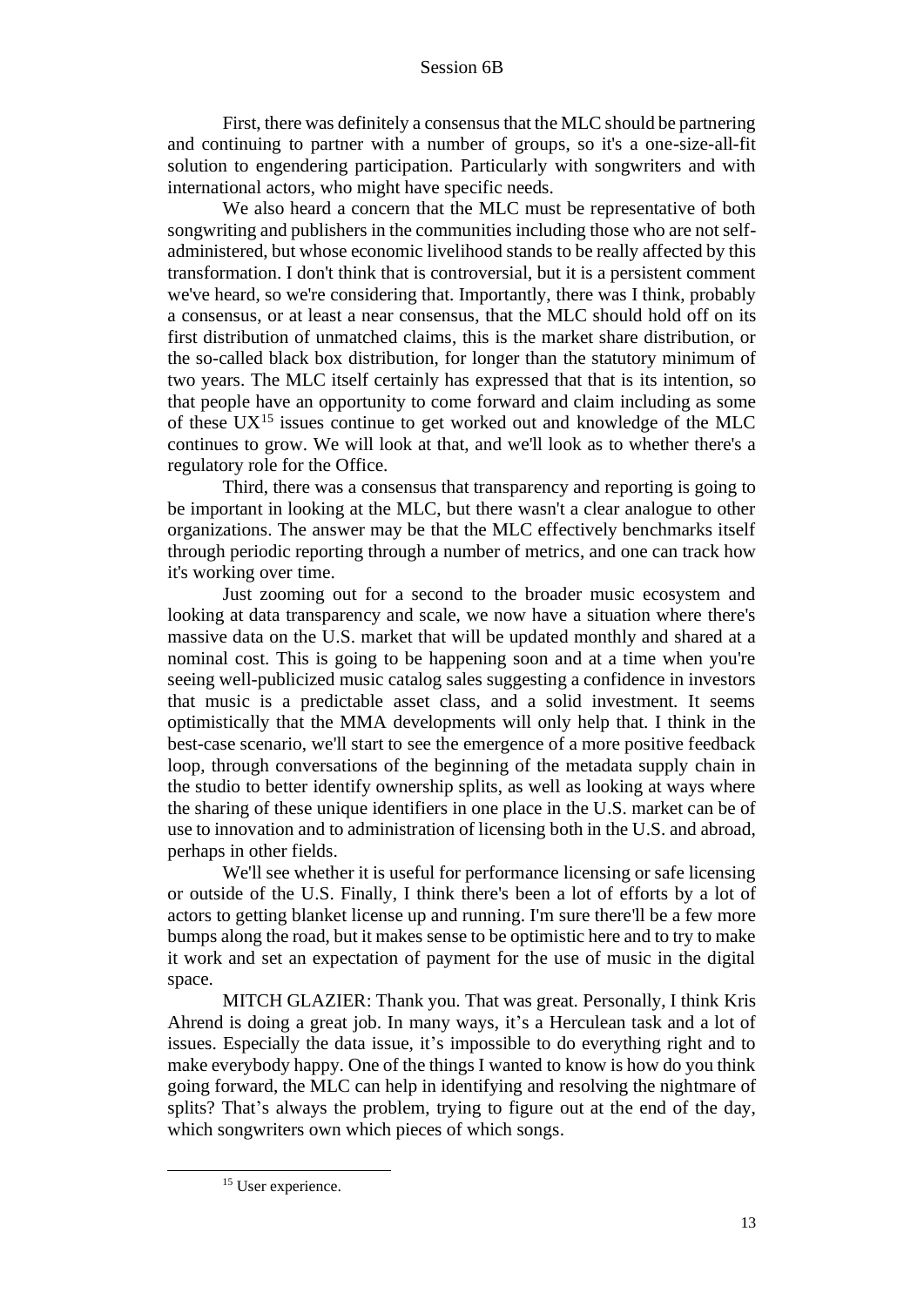First, there was definitely a consensus that the MLC should be partnering and continuing to partner with a number of groups, so it's a one-size-all-fit solution to engendering participation. Particularly with songwriters and with international actors, who might have specific needs.

We also heard a concern that the MLC must be representative of both songwriting and publishers in the communities including those who are not self-administered, but whose economic livelihood stands to be really affected by this transformation. I don't think that is controversial, but it is a persistent comment we've heard, so we're considering that. Importantly, there was I think, probably a consensus, or at least a near consensus, that the MLC should hold off on its first distribution of unmatched claims, this is the market share distribution, or the so-called black box distribution, for longer than the statutory minimum of two years. The MLC itself certainly has expressed that that is its intention, so that people have an opportunity to come forward and claim including as some of these UX[15] issues continue to get worked out and knowledge of the MLC continues to grow. We will look at that, and we'll look as to whether there's a regulatory role for the Office.

Third, there was a consensus that transparency and reporting is going to be important in looking at the MLC, but there wasn't a clear analogue to other organizations. The answer may be that the MLC effectively benchmarks itself through periodic reporting through a number of metrics, and one can track how it's working over time.

Just zooming out for a second to the broader music ecosystem and looking at data transparency and scale, we now have a situation where there's massive data on the U.S. market that will be updated monthly and shared at a nominal cost. This is going to be happening soon and at a time when you're seeing well-publicized music catalog sales suggesting a confidence in investors that music is a predictable asset class, and a solid investment. It seems optimistically that the MMA developments will only help that. I think in the best-case scenario, we'll start to see the emergence of a more positive feedback loop, through conversations of the beginning of the metadata supply chain in the studio to better identify ownership splits, as well as looking at ways where the sharing of these unique identifiers in one place in the U.S. market can be of use to innovation and to administration of licensing both in the U.S. and abroad, perhaps in other fields.

We'll see whether it is useful for performance licensing or safe licensing or outside of the U.S. Finally, I think there's been a lot of efforts by a lot of actors to getting blanket license up and running. I'm sure there'll be a few more bumps along the road, but it makes sense to be optimistic here and to try to make it work and set an expectation of payment for the use of music in the digital space.

MITCH GLAZIER: Thank you. That was great. Personally, I think Kris Ahrend is doing a great job. In many ways, it's a Herculean task and a lot of issues. Especially the data issue, it's impossible to do everything right and to make everybody happy. One of the things I wanted to know is how do you think going forward, the MLC can help in identifying and resolving the nightmare of splits? That's always the problem, trying to figure out at the end of the day, which songwriters own which pieces of which songs.

[15] User experience.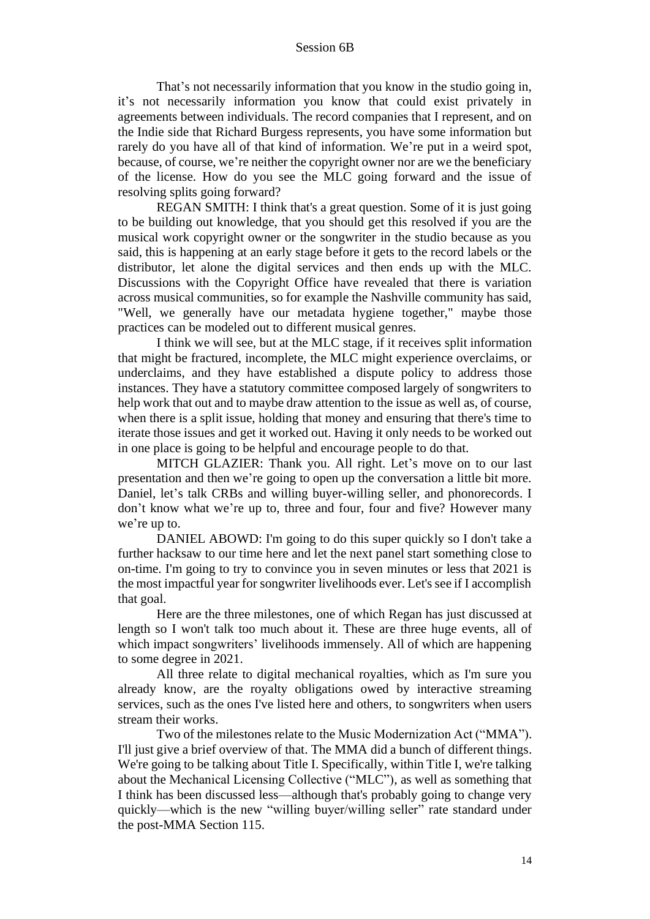That's not necessarily information that you know in the studio going in, it's not necessarily information you know that could exist privately in agreements between individuals. The record companies that I represent, and on the Indie side that Richard Burgess represents, you have some information but rarely do you have all of that kind of information. We're put in a weird spot, because, of course, we're neither the copyright owner nor are we the beneficiary of the license. How do you see the MLC going forward and the issue of resolving splits going forward?

REGAN SMITH: I think that's a great question. Some of it is just going to be building out knowledge, that you should get this resolved if you are the musical work copyright owner or the songwriter in the studio because as you said, this is happening at an early stage before it gets to the record labels or the distributor, let alone the digital services and then ends up with the MLC. Discussions with the Copyright Office have revealed that there is variation across musical communities, so for example the Nashville community has said, "Well, we generally have our metadata hygiene together," maybe those practices can be modeled out to different musical genres.

I think we will see, but at the MLC stage, if it receives split information that might be fractured, incomplete, the MLC might experience overclaims, or underclaims, and they have established a dispute policy to address those instances. They have a statutory committee composed largely of songwriters to help work that out and to maybe draw attention to the issue as well as, of course, when there is a split issue, holding that money and ensuring that there's time to iterate those issues and get it worked out. Having it only needs to be worked out in one place is going to be helpful and encourage people to do that.

MITCH GLAZIER: Thank you. All right. Let's move on to our last presentation and then we're going to open up the conversation a little bit more. Daniel, let's talk CRBs and willing buyer-willing seller, and phonorecords. I don't know what we're up to, three and four, four and five? However many we're up to.

DANIEL ABOWD: I'm going to do this super quickly so I don't take a further hacksaw to our time here and let the next panel start something close to on-time. I'm going to try to convince you in seven minutes or less that 2021 is the most impactful year for songwriter livelihoods ever. Let's see if I accomplish that goal.

Here are the three milestones, one of which Regan has just discussed at length so I won't talk too much about it. These are three huge events, all of which impact songwriters' livelihoods immensely. All of which are happening to some degree in 2021.

All three relate to digital mechanical royalties, which as I'm sure you already know, are the royalty obligations owed by interactive streaming services, such as the ones I've listed here and others, to songwriters when users stream their works.

Two of the milestones relate to the Music Modernization Act ("MMA"). I'll just give a brief overview of that. The MMA did a bunch of different things. We're going to be talking about Title I. Specifically, within Title I, we're talking about the Mechanical Licensing Collective ("MLC"), as well as something that I think has been discussed less—although that's probably going to change very quickly—which is the new "willing buyer/willing seller" rate standard under the post-MMA Section 115.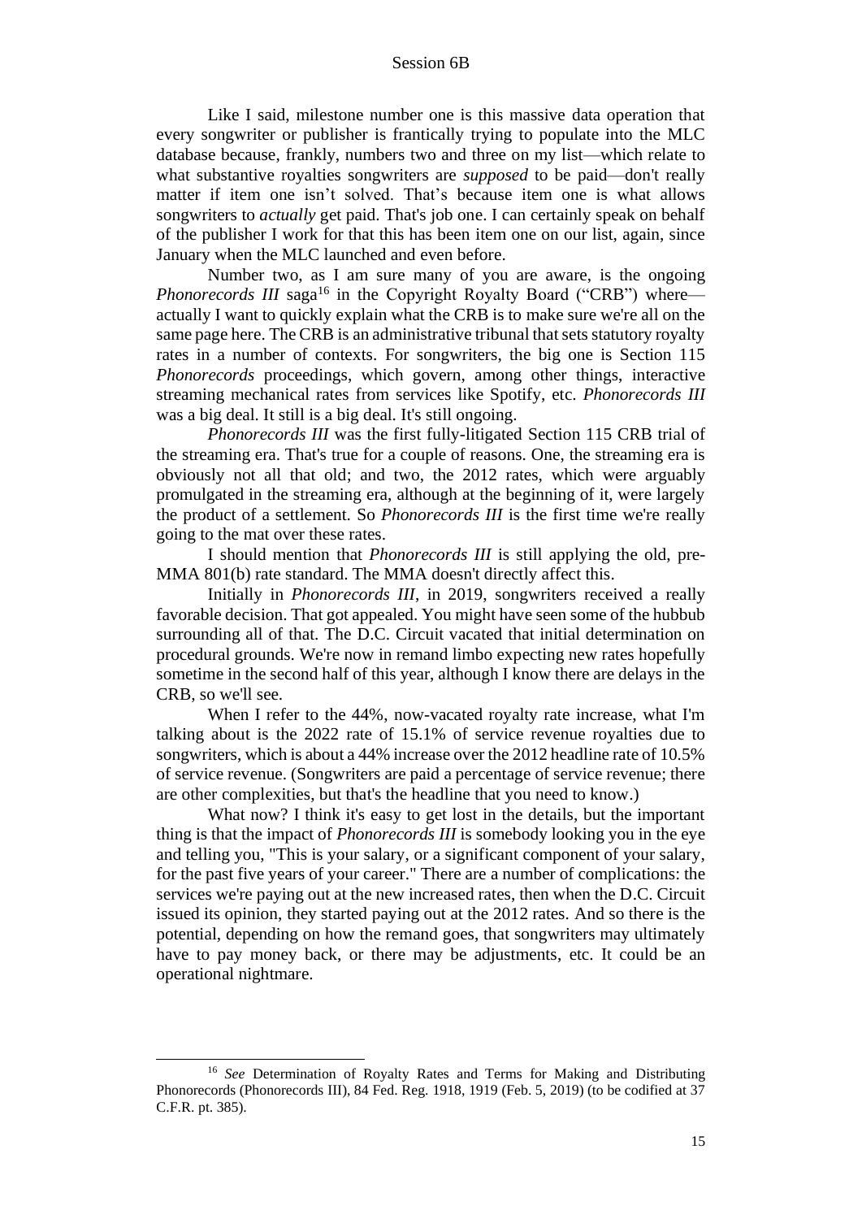Like I said, milestone number one is this massive data operation that every songwriter or publisher is frantically trying to populate into the MLC database because, frankly, numbers two and three on my list—which relate to what substantive royalties songwriters are *supposed* to be paid—don't really matter if item one isn't solved. That's because item one is what allows songwriters to *actually* get paid. That's job one. I can certainly speak on behalf of the publisher I work for that this has been item one on our list, again, since January when the MLC launched and even before.

Number two, as I am sure many of you are aware, is the ongoing *Phonorecords III* saga[16] in the Copyright Royalty Board ("CRB") where—actually I want to quickly explain what the CRB is to make sure we're all on the same page here. The CRB is an administrative tribunal that sets statutory royalty rates in a number of contexts. For songwriters, the big one is Section 115 *Phonorecords* proceedings, which govern, among other things, interactive streaming mechanical rates from services like Spotify, etc. *Phonorecords III* was a big deal. It still is a big deal. It's still ongoing.

*Phonorecords III* was the first fully-litigated Section 115 CRB trial of the streaming era. That's true for a couple of reasons. One, the streaming era is obviously not all that old; and two, the 2012 rates, which were arguably promulgated in the streaming era, although at the beginning of it, were largely the product of a settlement. So *Phonorecords III* is the first time we're really going to the mat over these rates.

I should mention that *Phonorecords III* is still applying the old, pre-MMA 801(b) rate standard. The MMA doesn't directly affect this.

Initially in *Phonorecords III*, in 2019, songwriters received a really favorable decision. That got appealed. You might have seen some of the hubbub surrounding all of that. The D.C. Circuit vacated that initial determination on procedural grounds. We're now in remand limbo expecting new rates hopefully sometime in the second half of this year, although I know there are delays in the CRB, so we'll see.

When I refer to the 44%, now-vacated royalty rate increase, what I'm talking about is the 2022 rate of 15.1% of service revenue royalties due to songwriters, which is about a 44% increase over the 2012 headline rate of 10.5% of service revenue. (Songwriters are paid a percentage of service revenue; there are other complexities, but that's the headline that you need to know.)

What now? I think it's easy to get lost in the details, but the important thing is that the impact of *Phonorecords III* is somebody looking you in the eye and telling you, "This is your salary, or a significant component of your salary, for the past five years of your career." There are a number of complications: the services we're paying out at the new increased rates, then when the D.C. Circuit issued its opinion, they started paying out at the 2012 rates. And so there is the potential, depending on how the remand goes, that songwriters may ultimately have to pay money back, or there may be adjustments, etc. It could be an operational nightmare.

---

[16] *See* Determination of Royalty Rates and Terms for Making and Distributing Phonorecords (Phonorecords III), 84 Fed. Reg. 1918, 1919 (Feb. 5, 2019) (to be codified at 37 C.F.R. pt. 385).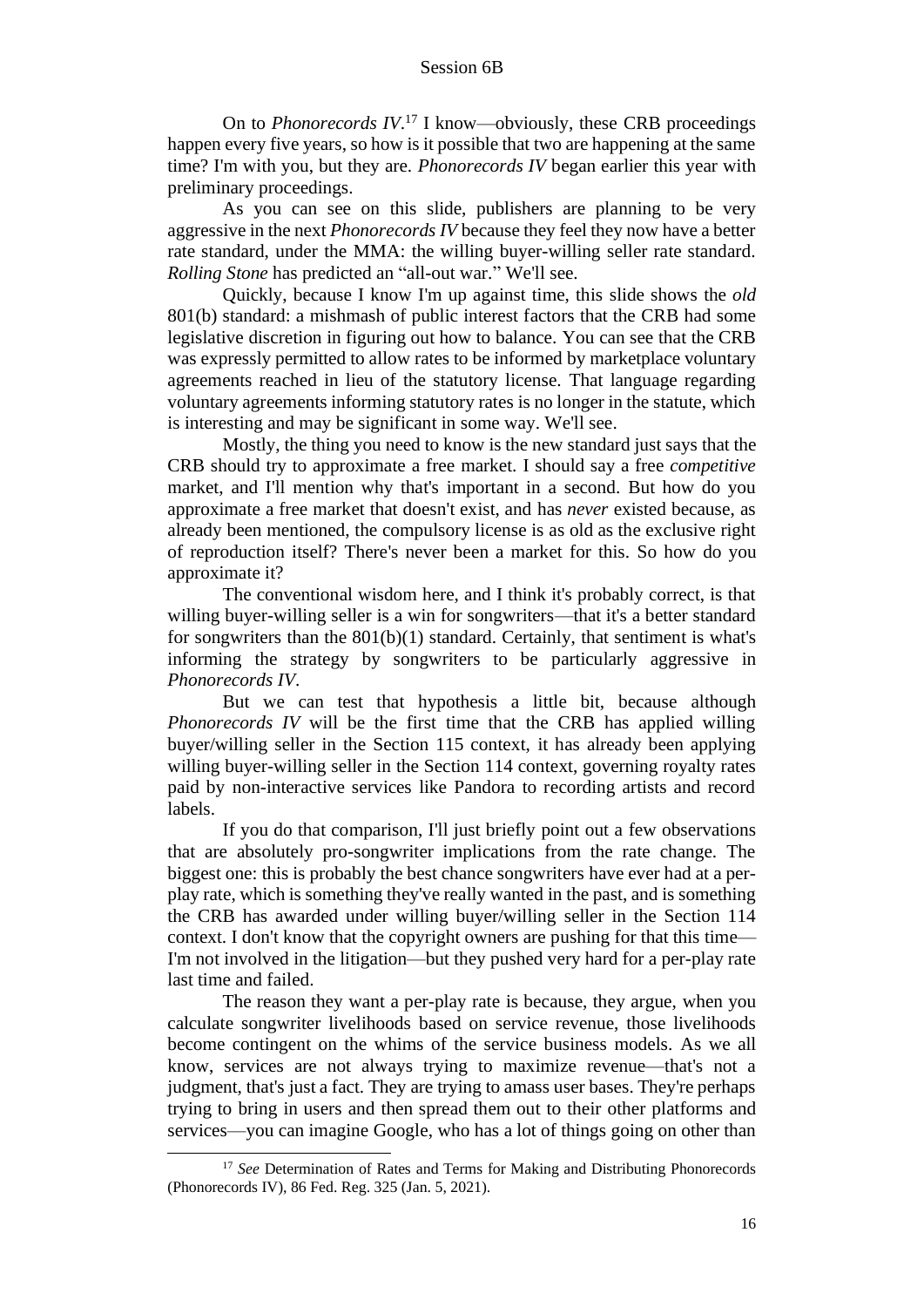On to *Phonorecords IV*.[17] I know—obviously, these CRB proceedings happen every five years, so how is it possible that two are happening at the same time? I'm with you, but they are. *Phonorecords IV* began earlier this year with preliminary proceedings.

As you can see on this slide, publishers are planning to be very aggressive in the next *Phonorecords IV* because they feel they now have a better rate standard, under the MMA: the willing buyer-willing seller rate standard. *Rolling Stone* has predicted an "all-out war." We'll see.

Quickly, because I know I'm up against time, this slide shows the *old* 801(b) standard: a mishmash of public interest factors that the CRB had some legislative discretion in figuring out how to balance. You can see that the CRB was expressly permitted to allow rates to be informed by marketplace voluntary agreements reached in lieu of the statutory license. That language regarding voluntary agreements informing statutory rates is no longer in the statute, which is interesting and may be significant in some way. We'll see.

Mostly, the thing you need to know is the new standard just says that the CRB should try to approximate a free market. I should say a free *competitive* market, and I'll mention why that's important in a second. But how do you approximate a free market that doesn't exist, and has *never* existed because, as already been mentioned, the compulsory license is as old as the exclusive right of reproduction itself? There's never been a market for this. So how do you approximate it?

The conventional wisdom here, and I think it's probably correct, is that willing buyer-willing seller is a win for songwriters—that it's a better standard for songwriters than the 801(b)(1) standard. Certainly, that sentiment is what's informing the strategy by songwriters to be particularly aggressive in *Phonorecords IV*.

But we can test that hypothesis a little bit, because although *Phonorecords IV* will be the first time that the CRB has applied willing buyer/willing seller in the Section 115 context, it has already been applying willing buyer-willing seller in the Section 114 context, governing royalty rates paid by non-interactive services like Pandora to recording artists and record labels.

If you do that comparison, I'll just briefly point out a few observations that are absolutely pro-songwriter implications from the rate change. The biggest one: this is probably the best chance songwriters have ever had at a per-play rate, which is something they've really wanted in the past, and is something the CRB has awarded under willing buyer/willing seller in the Section 114 context. I don't know that the copyright owners are pushing for that this time—I'm not involved in the litigation—but they pushed very hard for a per-play rate last time and failed.

The reason they want a per-play rate is because, they argue, when you calculate songwriter livelihoods based on service revenue, those livelihoods become contingent on the whims of the service business models. As we all know, services are not always trying to maximize revenue—that's not a judgment, that's just a fact. They are trying to amass user bases. They're perhaps trying to bring in users and then spread them out to their other platforms and services—you can imagine Google, who has a lot of things going on other than

[17] *See* Determination of Rates and Terms for Making and Distributing Phonorecords (Phonorecords IV), 86 Fed. Reg. 325 (Jan. 5, 2021).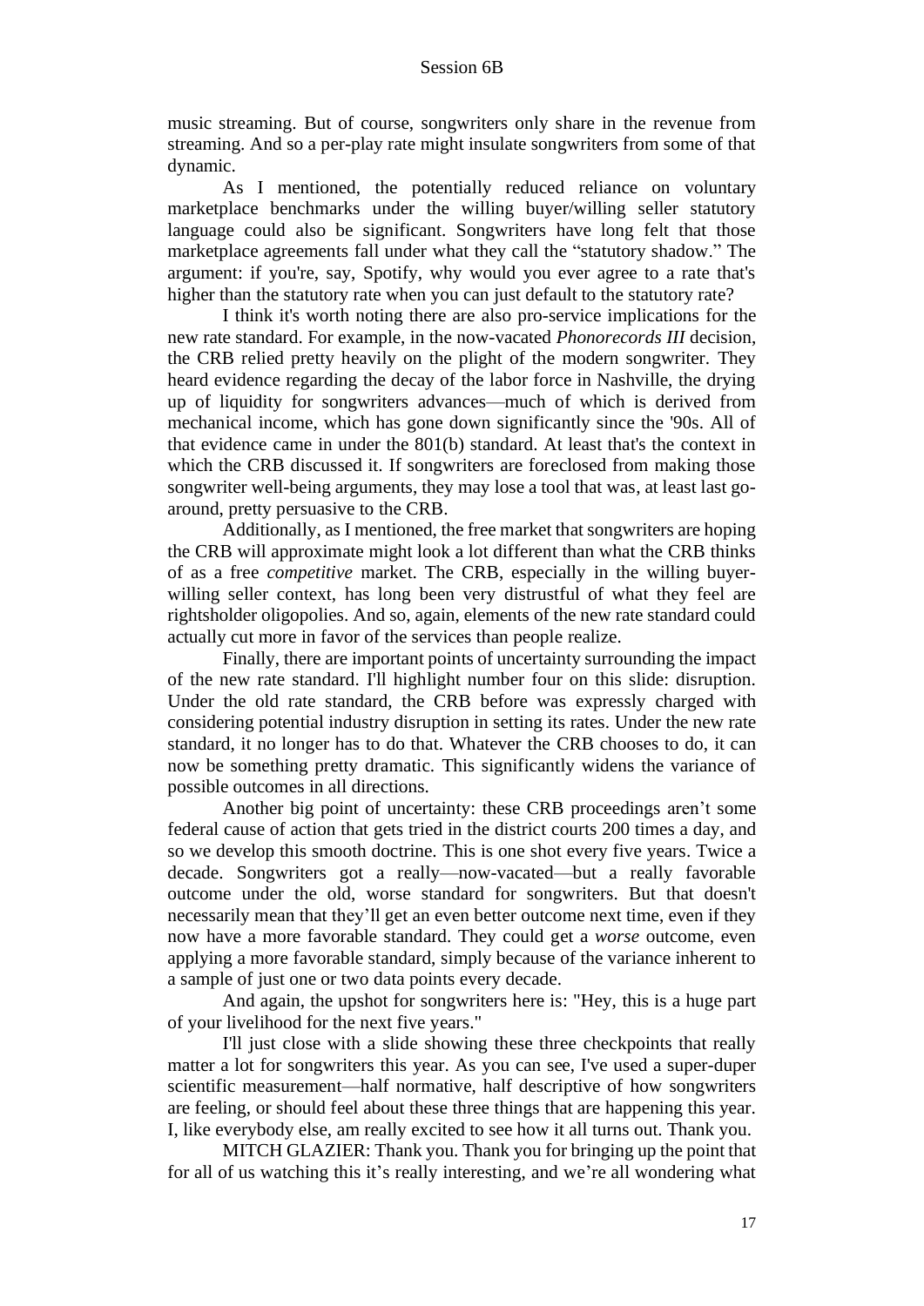music streaming. But of course, songwriters only share in the revenue from streaming. And so a per-play rate might insulate songwriters from some of that dynamic.

As I mentioned, the potentially reduced reliance on voluntary marketplace benchmarks under the willing buyer/willing seller statutory language could also be significant. Songwriters have long felt that those marketplace agreements fall under what they call the "statutory shadow." The argument: if you're, say, Spotify, why would you ever agree to a rate that's higher than the statutory rate when you can just default to the statutory rate?

I think it's worth noting there are also pro-service implications for the new rate standard. For example, in the now-vacated *Phonorecords III* decision, the CRB relied pretty heavily on the plight of the modern songwriter. They heard evidence regarding the decay of the labor force in Nashville, the drying up of liquidity for songwriters advances—much of which is derived from mechanical income, which has gone down significantly since the '90s. All of that evidence came in under the 801(b) standard. At least that's the context in which the CRB discussed it. If songwriters are foreclosed from making those songwriter well-being arguments, they may lose a tool that was, at least last go-around, pretty persuasive to the CRB.

Additionally, as I mentioned, the free market that songwriters are hoping the CRB will approximate might look a lot different than what the CRB thinks of as a free *competitive* market. The CRB, especially in the willing buyer-willing seller context, has long been very distrustful of what they feel are rightsholder oligopolies. And so, again, elements of the new rate standard could actually cut more in favor of the services than people realize.

Finally, there are important points of uncertainty surrounding the impact of the new rate standard. I'll highlight number four on this slide: disruption. Under the old rate standard, the CRB before was expressly charged with considering potential industry disruption in setting its rates. Under the new rate standard, it no longer has to do that. Whatever the CRB chooses to do, it can now be something pretty dramatic. This significantly widens the variance of possible outcomes in all directions.

Another big point of uncertainty: these CRB proceedings aren't some federal cause of action that gets tried in the district courts 200 times a day, and so we develop this smooth doctrine. This is one shot every five years. Twice a decade. Songwriters got a really—now-vacated—but a really favorable outcome under the old, worse standard for songwriters. But that doesn't necessarily mean that they'll get an even better outcome next time, even if they now have a more favorable standard. They could get a *worse* outcome, even applying a more favorable standard, simply because of the variance inherent to a sample of just one or two data points every decade.

And again, the upshot for songwriters here is: "Hey, this is a huge part of your livelihood for the next five years."

I'll just close with a slide showing these three checkpoints that really matter a lot for songwriters this year. As you can see, I've used a super-duper scientific measurement—half normative, half descriptive of how songwriters are feeling, or should feel about these three things that are happening this year. I, like everybody else, am really excited to see how it all turns out. Thank you.

MITCH GLAZIER: Thank you. Thank you for bringing up the point that for all of us watching this it's really interesting, and we're all wondering what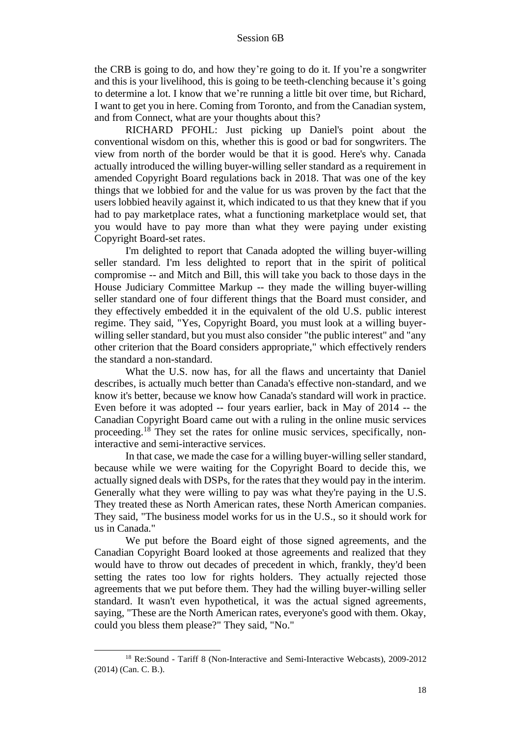the CRB is going to do, and how they're going to do it. If you're a songwriter and this is your livelihood, this is going to be teeth-clenching because it's going to determine a lot. I know that we're running a little bit over time, but Richard, I want to get you in here. Coming from Toronto, and from the Canadian system, and from Connect, what are your thoughts about this?

RICHARD PFOHL: Just picking up Daniel's point about the conventional wisdom on this, whether this is good or bad for songwriters. The view from north of the border would be that it is good. Here's why. Canada actually introduced the willing buyer-willing seller standard as a requirement in amended Copyright Board regulations back in 2018. That was one of the key things that we lobbied for and the value for us was proven by the fact that the users lobbied heavily against it, which indicated to us that they knew that if you had to pay marketplace rates, what a functioning marketplace would set, that you would have to pay more than what they were paying under existing Copyright Board-set rates.

I'm delighted to report that Canada adopted the willing buyer-willing seller standard. I'm less delighted to report that in the spirit of political compromise -- and Mitch and Bill, this will take you back to those days in the House Judiciary Committee Markup -- they made the willing buyer-willing seller standard one of four different things that the Board must consider, and they effectively embedded it in the equivalent of the old U.S. public interest regime. They said, "Yes, Copyright Board, you must look at a willing buyer-willing seller standard, but you must also consider "the public interest" and "any other criterion that the Board considers appropriate," which effectively renders the standard a non-standard.

What the U.S. now has, for all the flaws and uncertainty that Daniel describes, is actually much better than Canada's effective non-standard, and we know it's better, because we know how Canada's standard will work in practice. Even before it was adopted -- four years earlier, back in May of 2014 -- the Canadian Copyright Board came out with a ruling in the online music services proceeding.[18] They set the rates for online music services, specifically, non-interactive and semi-interactive services.

In that case, we made the case for a willing buyer-willing seller standard, because while we were waiting for the Copyright Board to decide this, we actually signed deals with DSPs, for the rates that they would pay in the interim. Generally what they were willing to pay was what they're paying in the U.S. They treated these as North American rates, these North American companies. They said, "The business model works for us in the U.S., so it should work for us in Canada."

We put before the Board eight of those signed agreements, and the Canadian Copyright Board looked at those agreements and realized that they would have to throw out decades of precedent in which, frankly, they'd been setting the rates too low for rights holders. They actually rejected those agreements that we put before them. They had the willing buyer-willing seller standard. It wasn't even hypothetical, it was the actual signed agreements, saying, "These are the North American rates, everyone's good with them. Okay, could you bless them please?" They said, "No."

---

[18] Re:Sound - Tariff 8 (Non-Interactive and Semi-Interactive Webcasts), 2009-2012 (2014) (Can. C. B.).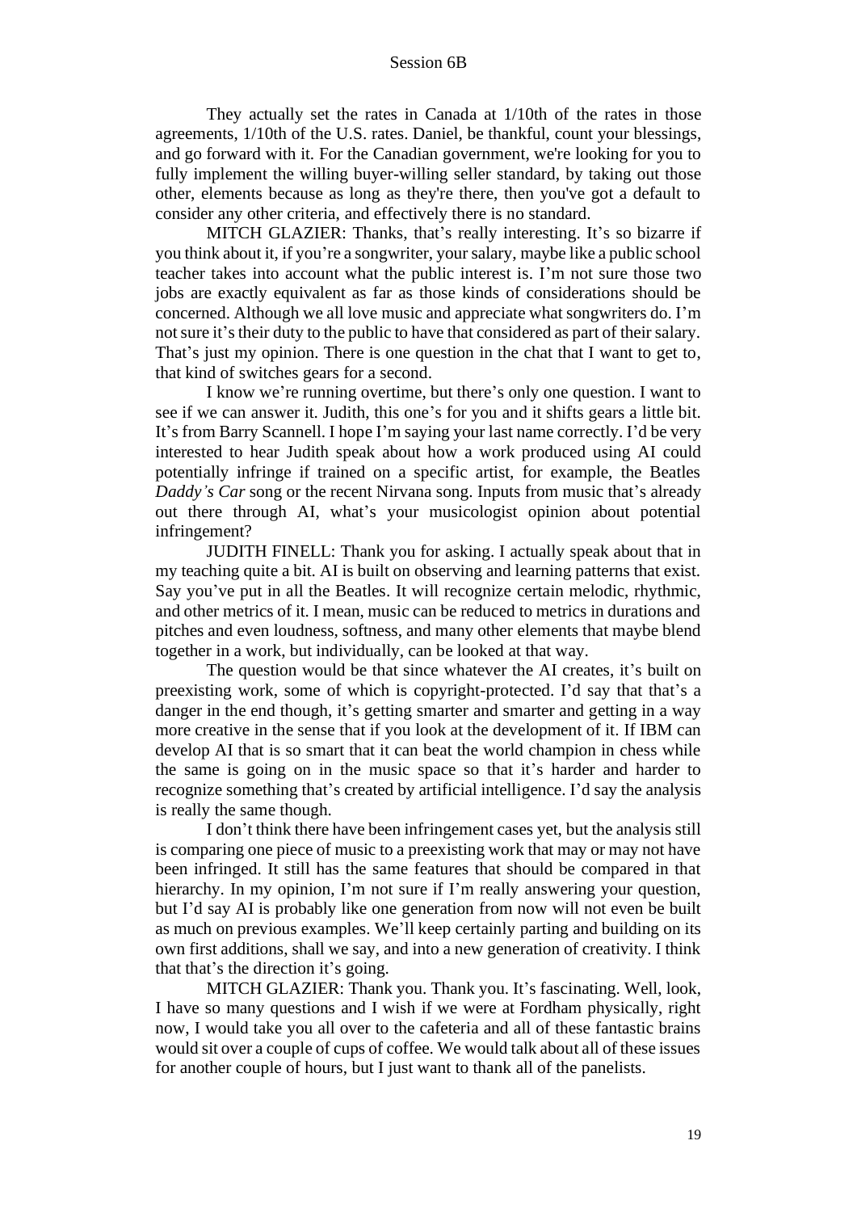They actually set the rates in Canada at 1/10th of the rates in those agreements, 1/10th of the U.S. rates. Daniel, be thankful, count your blessings, and go forward with it. For the Canadian government, we're looking for you to fully implement the willing buyer-willing seller standard, by taking out those other, elements because as long as they're there, then you've got a default to consider any other criteria, and effectively there is no standard.

MITCH GLAZIER: Thanks, that's really interesting. It's so bizarre if you think about it, if you're a songwriter, your salary, maybe like a public school teacher takes into account what the public interest is. I'm not sure those two jobs are exactly equivalent as far as those kinds of considerations should be concerned. Although we all love music and appreciate what songwriters do. I'm not sure it's their duty to the public to have that considered as part of their salary. That's just my opinion. There is one question in the chat that I want to get to, that kind of switches gears for a second.

I know we're running overtime, but there's only one question. I want to see if we can answer it. Judith, this one's for you and it shifts gears a little bit. It's from Barry Scannell. I hope I'm saying your last name correctly. I'd be very interested to hear Judith speak about how a work produced using AI could potentially infringe if trained on a specific artist, for example, the Beatles *Daddy's Car* song or the recent Nirvana song. Inputs from music that's already out there through AI, what's your musicologist opinion about potential infringement?

JUDITH FINELL: Thank you for asking. I actually speak about that in my teaching quite a bit. AI is built on observing and learning patterns that exist. Say you've put in all the Beatles. It will recognize certain melodic, rhythmic, and other metrics of it. I mean, music can be reduced to metrics in durations and pitches and even loudness, softness, and many other elements that maybe blend together in a work, but individually, can be looked at that way.

The question would be that since whatever the AI creates, it's built on preexisting work, some of which is copyright-protected. I'd say that that's a danger in the end though, it's getting smarter and smarter and getting in a way more creative in the sense that if you look at the development of it. If IBM can develop AI that is so smart that it can beat the world champion in chess while the same is going on in the music space so that it's harder and harder to recognize something that's created by artificial intelligence. I'd say the analysis is really the same though.

I don't think there have been infringement cases yet, but the analysis still is comparing one piece of music to a preexisting work that may or may not have been infringed. It still has the same features that should be compared in that hierarchy. In my opinion, I'm not sure if I'm really answering your question, but I'd say AI is probably like one generation from now will not even be built as much on previous examples. We'll keep certainly parting and building on its own first additions, shall we say, and into a new generation of creativity. I think that that's the direction it's going.

MITCH GLAZIER: Thank you. Thank you. It's fascinating. Well, look, I have so many questions and I wish if we were at Fordham physically, right now, I would take you all over to the cafeteria and all of these fantastic brains would sit over a couple of cups of coffee. We would talk about all of these issues for another couple of hours, but I just want to thank all of the panelists.